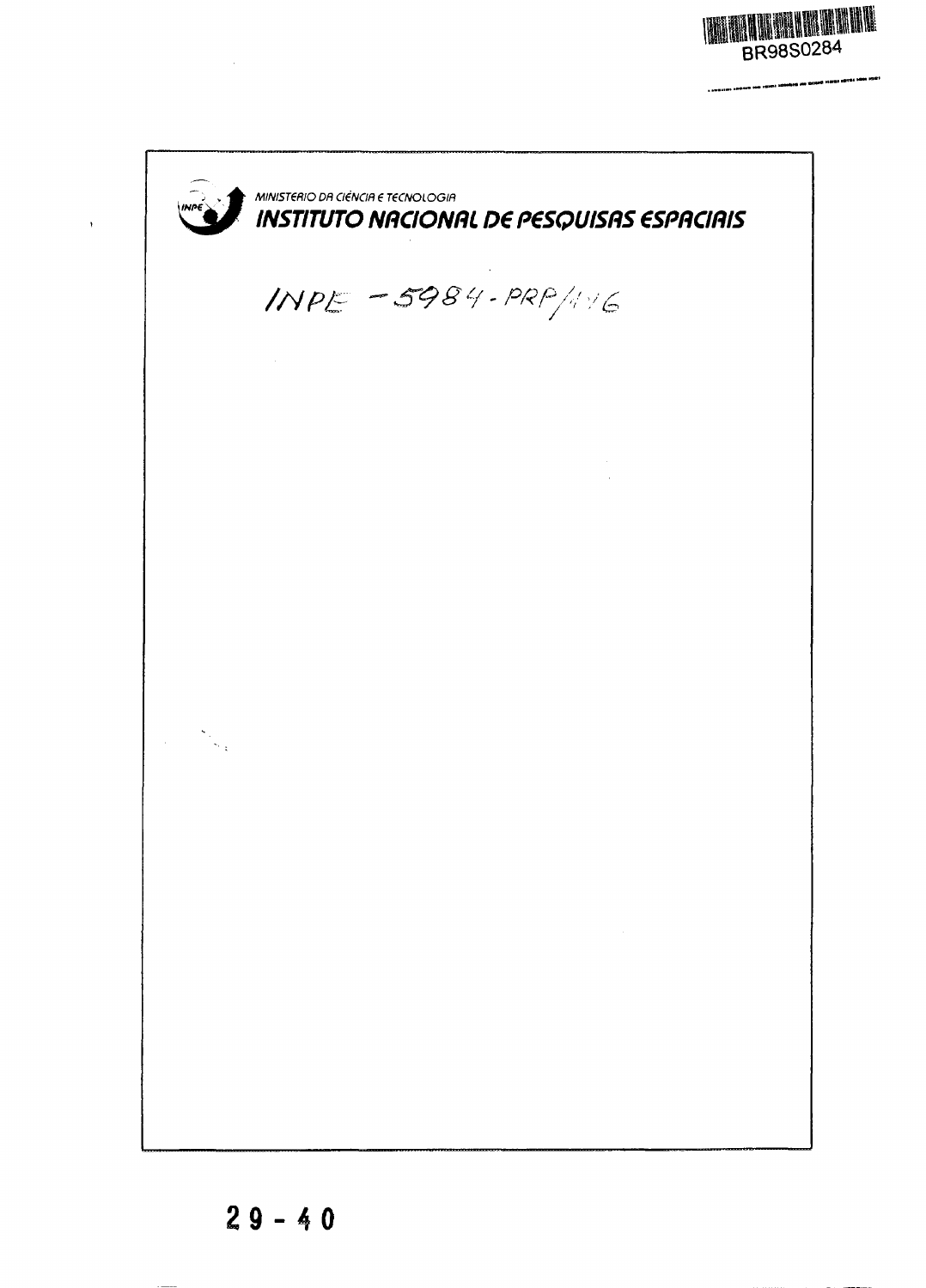BR98S0284

MINISTÉRIO DA CIÊNCIA E TECNOLOGIA

# INSTITUTO NACIONAL DE PESQUISAS ESPACIAIS

INPE - 5984 - PRP/196

29 - 40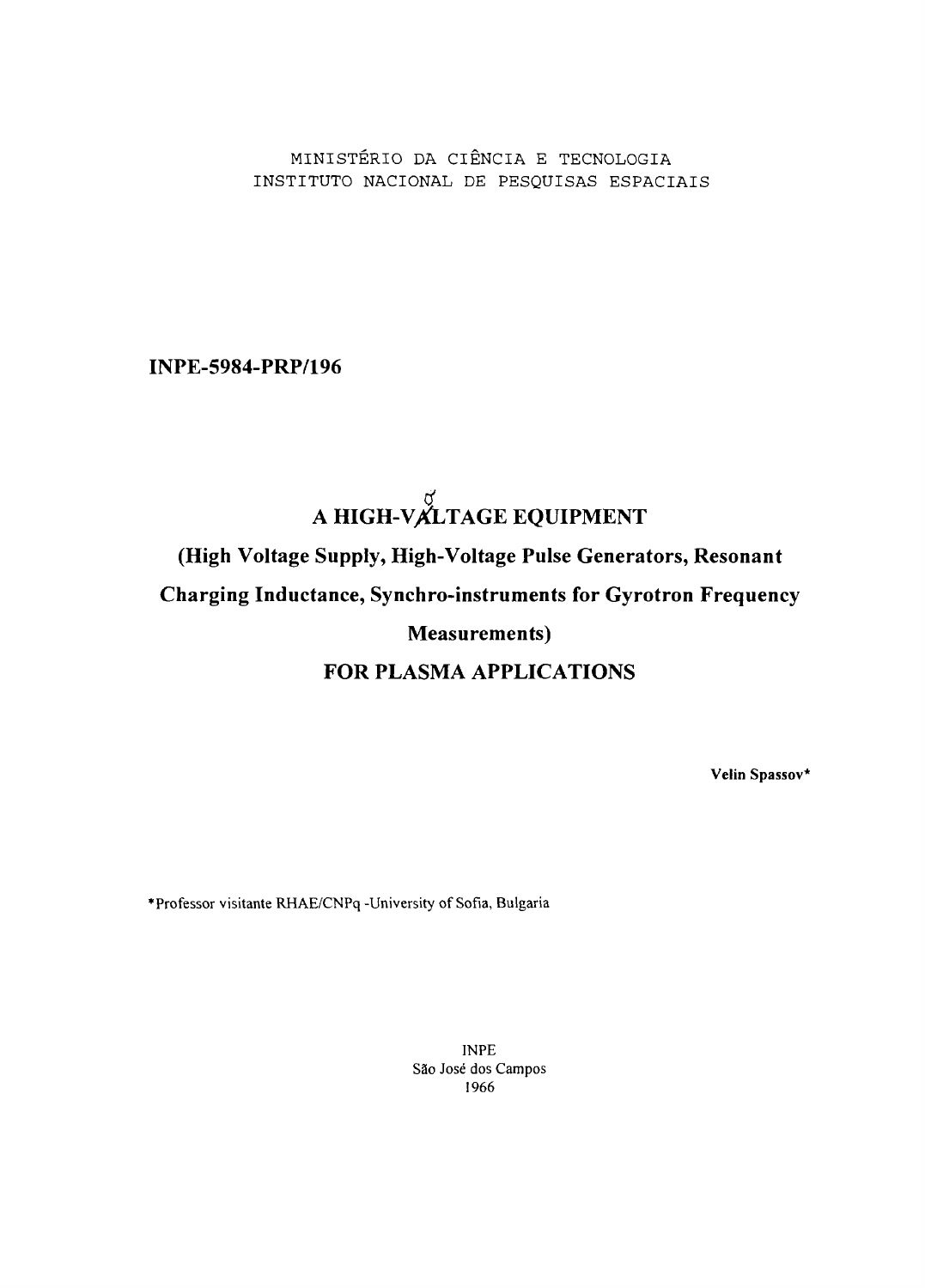MINISTÉRIO DA CIÊNCIA E TECNOLOGIA
INSTITUTO NACIONAL DE PESQUISAS ESPACIAIS

**INPE-5984-PRP/196**

# A HIGH-VALTAGE EQUIPMENT

## (High Voltage Supply, High-Voltage Pulse Generators, Resonant Charging Inductance, Synchro-instruments for Gyrotron Frequency Measurements)

## FOR PLASMA APPLICATIONS

**Velin Spassov***

*Professor visitante RHAE/CNPq -University of Sofia, Bulgaria

INPE
São José dos Campos
1966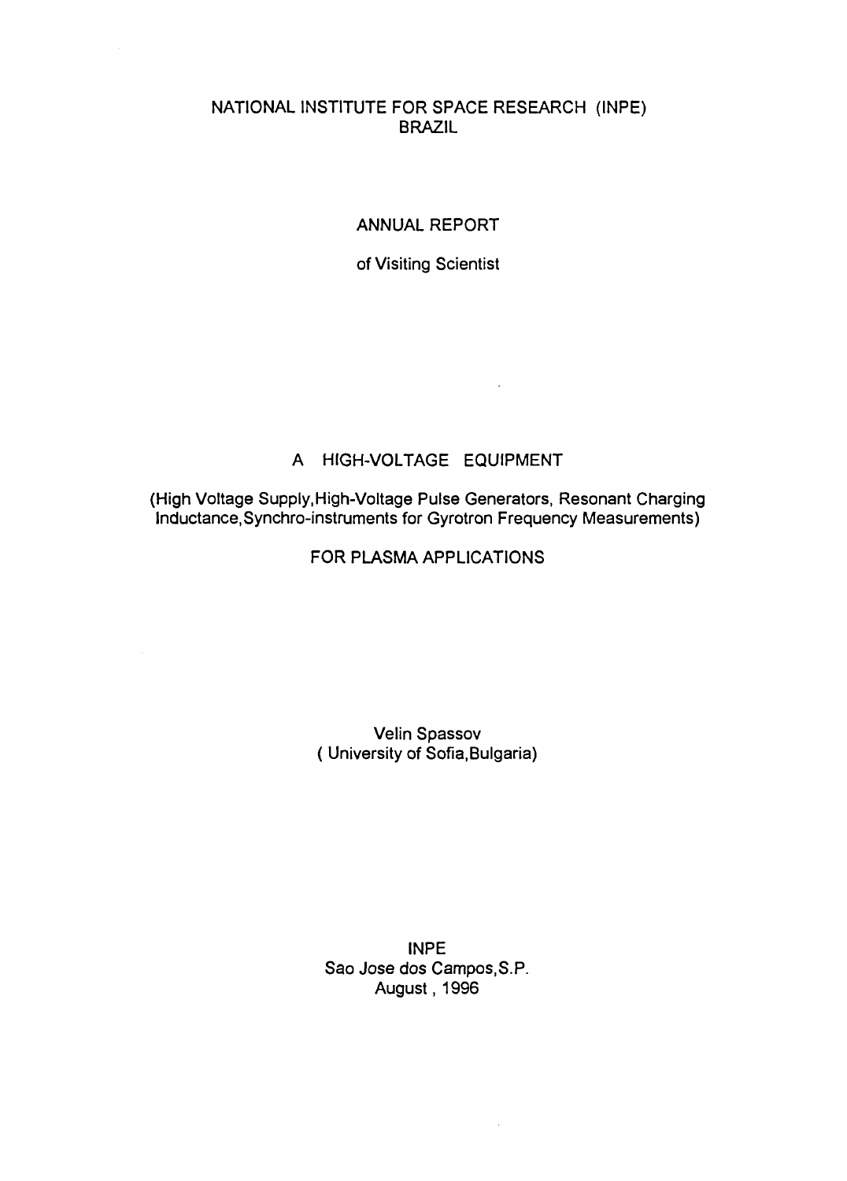NATIONAL INSTITUTE FOR SPACE RESEARCH (INPE)
BRAZIL

ANNUAL REPORT

of Visiting Scientist

# A HIGH-VOLTAGE EQUIPMENT

(High Voltage Supply, High-Voltage Pulse Generators, Resonant Charging Inductance, Synchro-instruments for Gyrotron Frequency Measurements)

FOR PLASMA APPLICATIONS

Velin Spassov
( University of Sofia, Bulgaria)

INPE
Sao Jose dos Campos, S.P.
August , 1996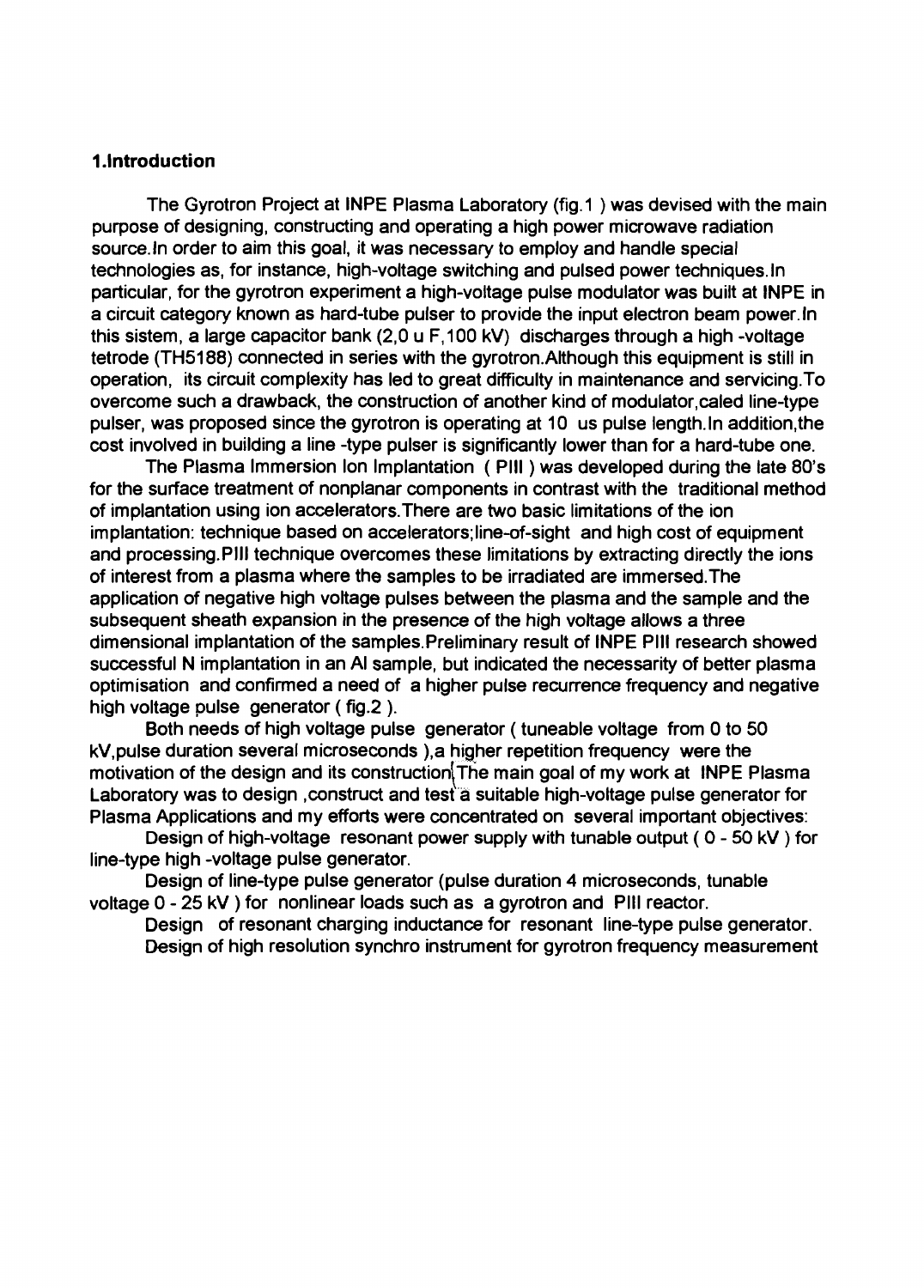### 1.Introduction

The Gyrotron Project at INPE Plasma Laboratory (fig.1 ) was devised with the main purpose of designing, constructing and operating a high power microwave radiation source.In order to aim this goal, it was necessary to employ and handle special technologies as, for instance, high-voltage switching and pulsed power techniques.In particular, for the gyrotron experiment a high-voltage pulse modulator was built at INPE in a circuit category known as hard-tube pulser to provide the input electron beam power.In this sistem, a large capacitor bank (2,0 u F,100 kV) discharges through a high -voltage tetrode (TH5188) connected in series with the gyrotron.Although this equipment is still in operation, its circuit complexity has led to great difficulty in maintenance and servicing.To overcome such a drawback, the construction of another kind of modulator,caled line-type pulser, was proposed since the gyrotron is operating at 10 us pulse length.In addition,the cost involved in building a line -type pulser is significantly lower than for a hard-tube one.

The Plasma Immersion Ion Implantation ( PIII ) was developed during the late 80's for the surface treatment of nonplanar components in contrast with the traditional method of implantation using ion accelerators.There are two basic limitations of the ion implantation: technique based on accelerators;line-of-sight and high cost of equipment and processing.PIII technique overcomes these limitations by extracting directly the ions of interest from a plasma where the samples to be irradiated are immersed.The application of negative high voltage pulses between the plasma and the sample and the subsequent sheath expansion in the presence of the high voltage allows a three dimensional implantation of the samples.Preliminary result of INPE PIII research showed successful N implantation in an Al sample, but indicated the necessarity of better plasma optimisation and confirmed a need of a higher pulse recurrence frequency and negative high voltage pulse generator ( fig.2 ).

Both needs of high voltage pulse generator ( tuneable voltage from 0 to 50 kV,pulse duration several microseconds ),a higher repetition frequency were the motivation of the design and its construction.The main goal of my work at INPE Plasma Laboratory was to design ,construct and test a suitable high-voltage pulse generator for Plasma Applications and my efforts were concentrated on several important objectives:

Design of high-voltage resonant power supply with tunable output ( 0 - 50 kV ) for line-type high -voltage pulse generator.

Design of line-type pulse generator (pulse duration 4 microseconds, tunable voltage 0 - 25 kV ) for nonlinear loads such as a gyrotron and PIII reactor.

Design of resonant charging inductance for resonant line-type pulse generator.

Design of high resolution synchro instrument for gyrotron frequency measurement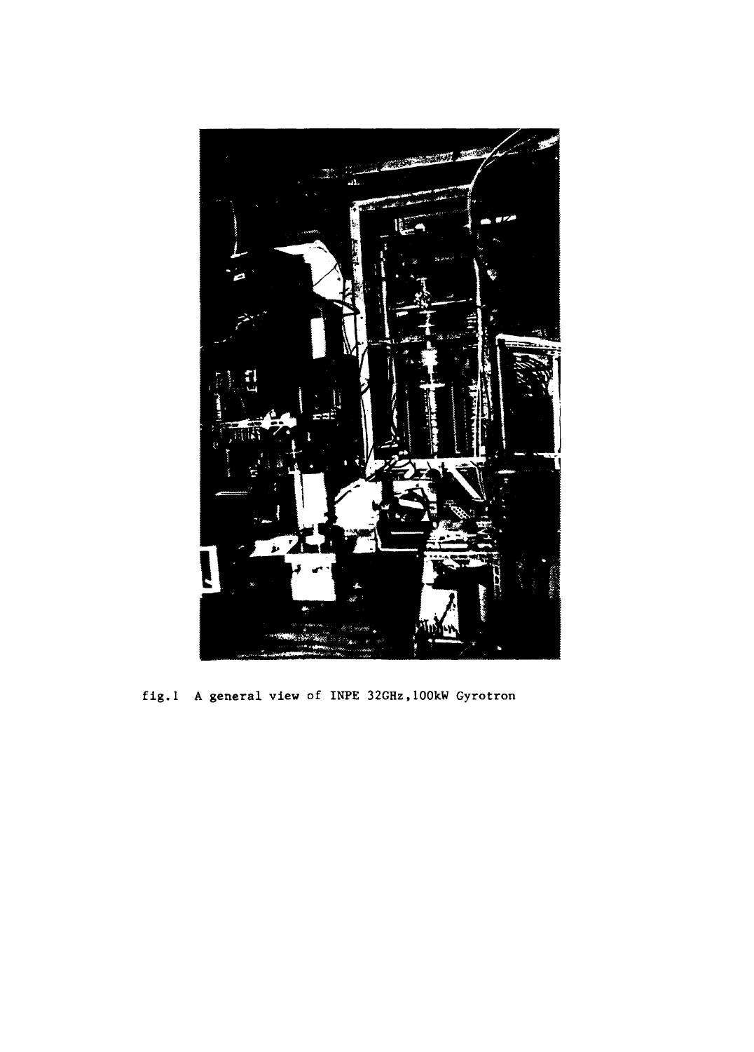fig.1 A general view of INPE 32GHz,100kW Gyrotron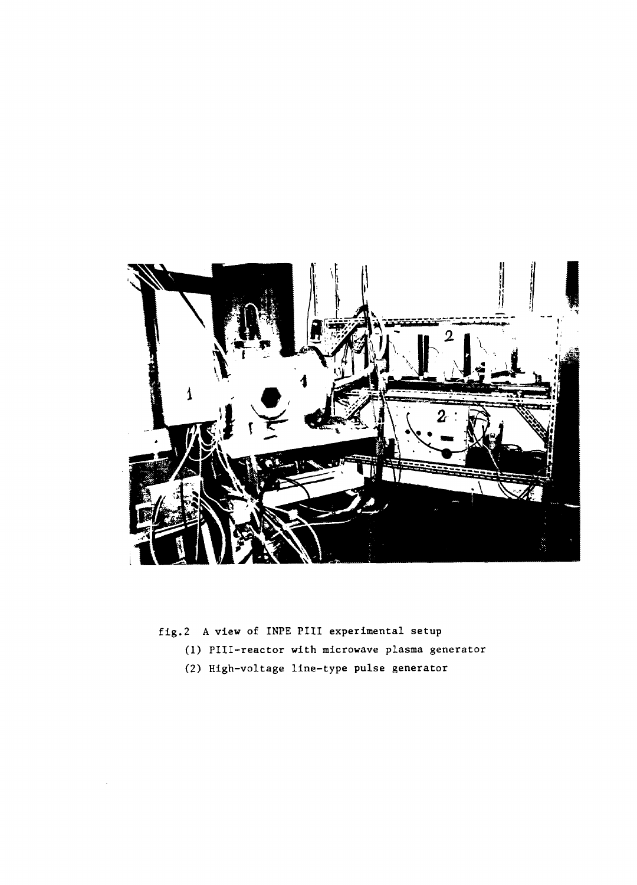fig.2 A view of INPE PIII experimental setup

(1) PIII-reactor with microwave plasma generator

(2) High-voltage line-type pulse generator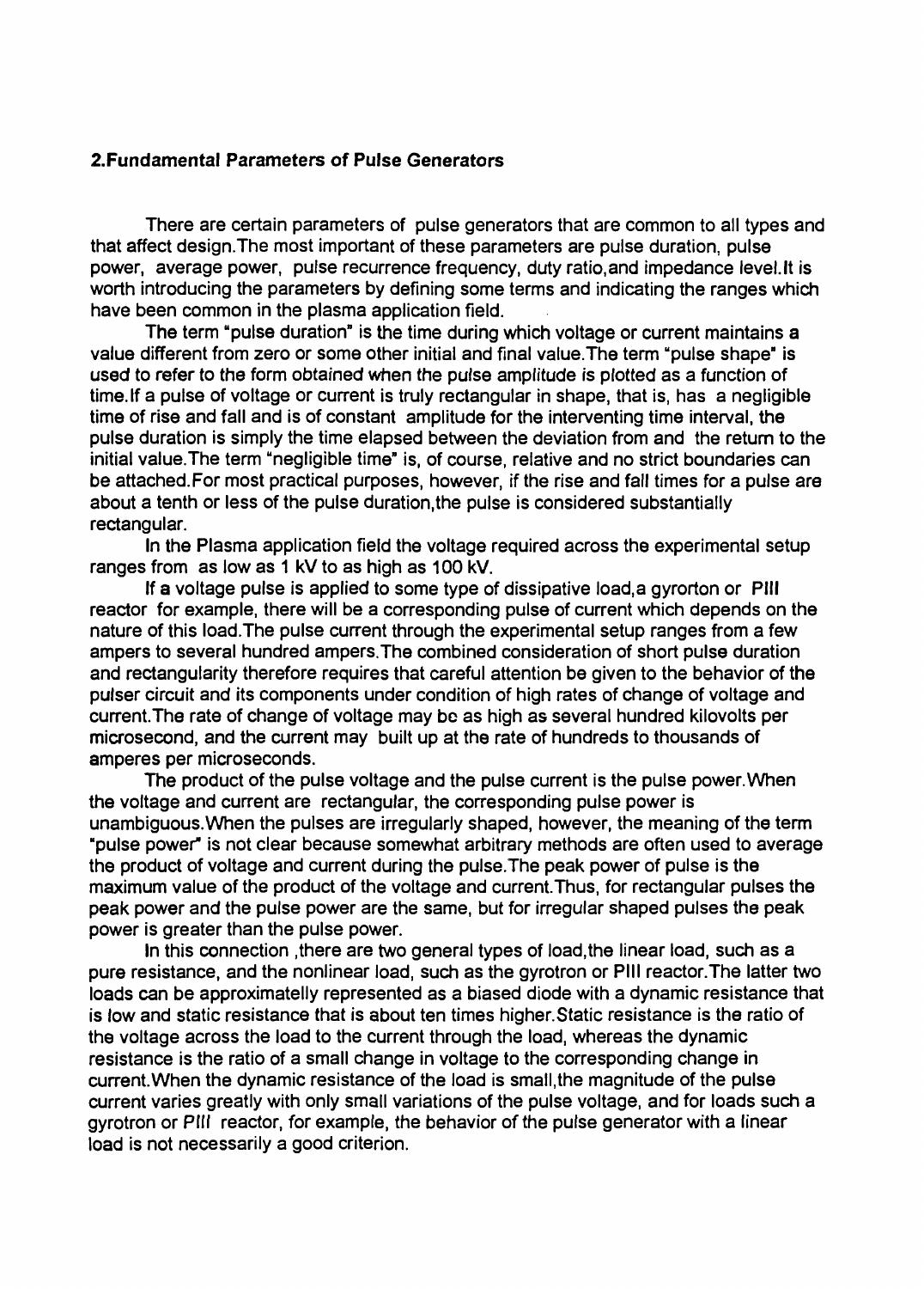## 2.Fundamental Parameters of Pulse Generators

There are certain parameters of pulse generators that are common to all types and that affect design.The most important of these parameters are pulse duration, pulse power, average power, pulse recurrence frequency, duty ratio,and impedance level.It is worth introducing the parameters by defining some terms and indicating the ranges which have been common in the plasma application field.

The term "pulse duration" is the time during which voltage or current maintains a value different from zero or some other initial and final value.The term "pulse shape" is used to refer to the form obtained when the pulse amplitude is plotted as a function of time.If a pulse of voltage or current is truly rectangular in shape, that is, has a negligible time of rise and fall and is of constant amplitude for the interventing time interval, the pulse duration is simply the time elapsed between the deviation from and the return to the initial value.The term "negligible time" is, of course, relative and no strict boundaries can be attached.For most practical purposes, however, if the rise and fall times for a pulse are about a tenth or less of the pulse duration,the pulse is considered substantially rectangular.

In the Plasma application field the voltage required across the experimental setup ranges from as low as 1 kV to as high as 100 kV.

If a voltage pulse is applied to some type of dissipative load,a gyrorton or PIII reactor for example, there will be a corresponding pulse of current which depends on the nature of this load.The pulse current through the experimental setup ranges from a few ampers to several hundred ampers.The combined consideration of short pulse duration and rectangularity therefore requires that careful attention be given to the behavior of the pulser circuit and its components under condition of high rates of change of voltage and current.The rate of change of voltage may be as high as several hundred kilovolts per microsecond, and the current may built up at the rate of hundreds to thousands of amperes per microseconds.

The product of the pulse voltage and the pulse current is the pulse power.When the voltage and current are rectangular, the corresponding pulse power is unambiguous.When the pulses are irregularly shaped, however, the meaning of the term "pulse power" is not clear because somewhat arbitrary methods are often used to average the product of voltage and current during the pulse.The peak power of pulse is the maximum value of the product of the voltage and current.Thus, for rectangular pulses the peak power and the pulse power are the same, but for irregular shaped pulses the peak power is greater than the pulse power.

In this connection ,there are two general types of load,the linear load, such as a pure resistance, and the nonlinear load, such as the gyrotron or PIII reactor.The latter two loads can be approximatelly represented as a biased diode with a dynamic resistance that is low and static resistance that is about ten times higher.Static resistance is the ratio of the voltage across the load to the current through the load, whereas the dynamic resistance is the ratio of a small change in voltage to the corresponding change in current.When the dynamic resistance of the load is small,the magnitude of the pulse current varies greatly with only small variations of the pulse voltage, and for loads such a gyrotron or PIII reactor, for example, the behavior of the pulse generator with a linear load is not necessarily a good criterion.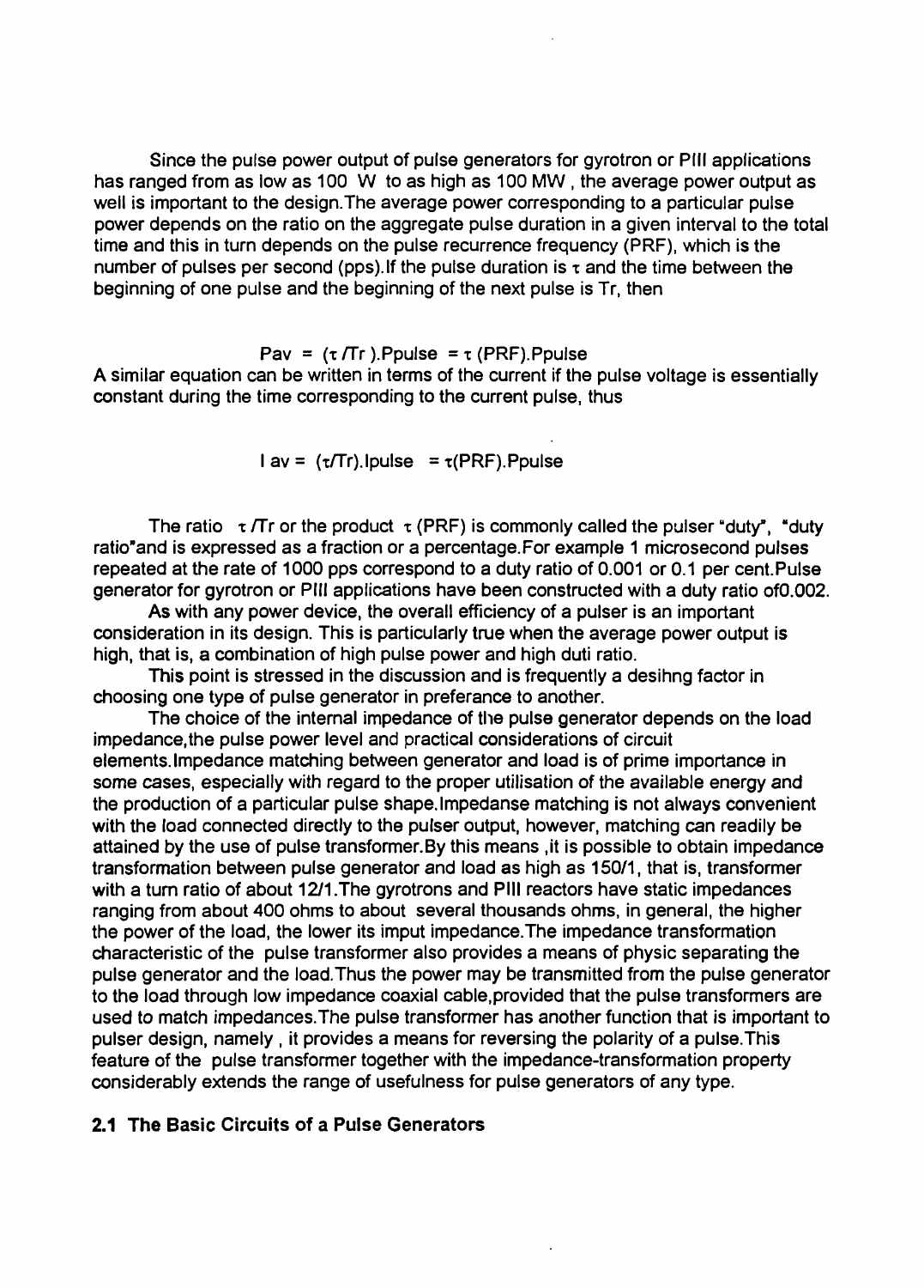Since the pulse power output of pulse generators for gyrotron or PIII applications has ranged from as low as 100 W to as high as 100 MW , the average power output as well is important to the design.The average power corresponding to a particular pulse power depends on the ratio on the aggregate pulse duration in a given interval to the total time and this in turn depends on the pulse recurrence frequency (PRF), which is the number of pulses per second (pps).If the pulse duration is $\tau$ and the time between the beginning of one pulse and the beginning of the next pulse is Tr, then

$$P_{av} = (\tau / T_r).P_{pulse} = \tau\,(PRF).P_{pulse}$$

A similar equation can be written in terms of the current if the pulse voltage is essentially constant during the time corresponding to the current pulse, thus

$$I_{av} = (\tau / T_r).I_{pulse} = \tau (PRF).P_{pulse}$$

The ratio $\tau / T_r$ or the product $\tau$ (PRF) is commonly called the pulser "duty", "duty ratio"and is expressed as a fraction or a percentage.For example 1 microsecond pulses repeated at the rate of 1000 pps correspond to a duty ratio of 0.001 or 0.1 per cent.Pulse generator for gyrotron or PIII applications have been constructed with a duty ratio of0.002.

As with any power device, the overall efficiency of a pulser is an important consideration in its design. This is particularly true when the average power output is high, that is, a combination of high pulse power and high duti ratio.

This point is stressed in the discussion and is frequently a desihng factor in choosing one type of pulse generator in preferance to another.

The choice of the internal impedance of the pulse generator depends on the load impedance,the pulse power level and practical considerations of circuit elements.Impedance matching between generator and load is of prime importance in some cases, especially with regard to the proper utilisation of the available energy and the production of a particular pulse shape.Impedanse matching is not always convenient with the load connected directly to the pulser output, however, matching can readily be attained by the use of pulse transformer.By this means ,it is possible to obtain impedance transformation between pulse generator and load as high as 150/1, that is, transformer with a turn ratio of about 12/1.The gyrotrons and PIII reactors have static impedances ranging from about 400 ohms to about several thousands ohms, in general, the higher the power of the load, the lower its imput impedance.The impedance transformation characteristic of the pulse transformer also provides a means of physic separating the pulse generator and the load.Thus the power may be transmitted from the pulse generator to the load through low impedance coaxial cable,provided that the pulse transformers are used to match impedances.The pulse transformer has another function that is important to pulser design, namely , it provides a means for reversing the polarity of a pulse.This feature of the pulse transformer together with the impedance-transformation property considerably extends the range of usefulness for pulse generators of any type.

## 2.1 The Basic Circuits of a Pulse Generators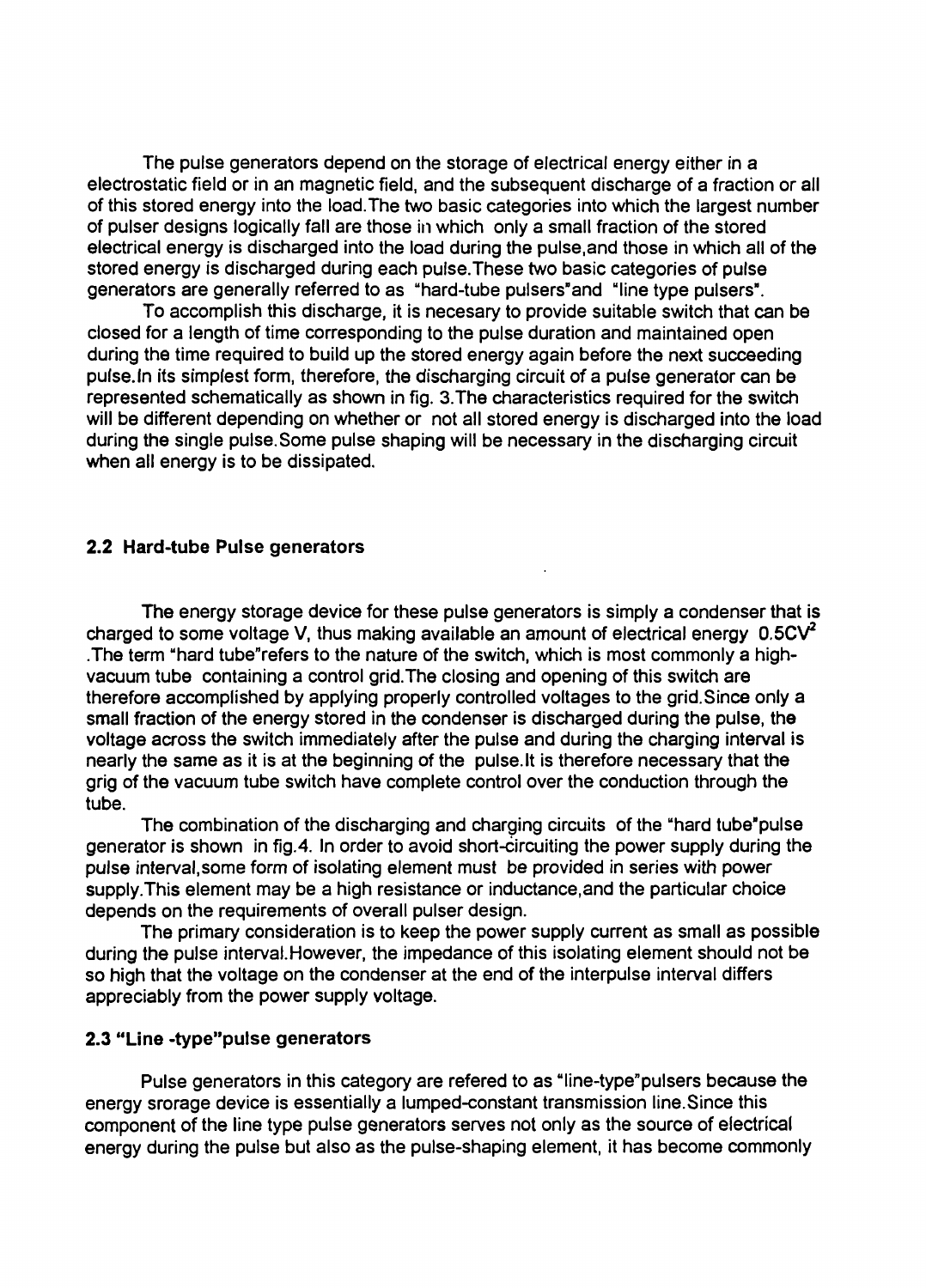The pulse generators depend on the storage of electrical energy either in a electrostatic field or in an magnetic field, and the subsequent discharge of a fraction or all of this stored energy into the load.The two basic categories into which the largest number of pulser designs logically fall are those in which only a small fraction of the stored electrical energy is discharged into the load during the pulse,and those in which all of the stored energy is discharged during each pulse.These two basic categories of pulse generators are generally referred to as "hard-tube pulsers"and "line type pulsers".

To accomplish this discharge, it is necesary to provide suitable switch that can be closed for a length of time corresponding to the pulse duration and maintained open during the time required to build up the stored energy again before the next succeeding pulse.In its simplest form, therefore, the discharging circuit of a pulse generator can be represented schematically as shown in fig. 3.The characteristics required for the switch will be different depending on whether or not all stored energy is discharged into the load during the single pulse.Some pulse shaping will be necessary in the discharging circuit when all energy is to be dissipated.

## 2.2 Hard-tube Pulse generators

The energy storage device for these pulse generators is simply a condenser that is charged to some voltage V, thus making available an amount of electrical energy $0.5CV^2$ .The term "hard tube"refers to the nature of the switch, which is most commonly a high-vacuum tube containing a control grid.The closing and opening of this switch are therefore accomplished by applying properly controlled voltages to the grid.Since only a small fraction of the energy stored in the condenser is discharged during the pulse, the voltage across the switch immediately after the pulse and during the charging interval is nearly the same as it is at the beginning of the pulse.It is therefore necessary that the grig of the vacuum tube switch have complete control over the conduction through the tube.

The combination of the discharging and charging circuits of the "hard tube"pulse generator is shown in fig.4. In order to avoid short-circuiting the power supply during the pulse interval,some form of isolating element must be provided in series with power supply.This element may be a high resistance or inductance,and the particular choice depends on the requirements of overall pulser design.

The primary consideration is to keep the power supply current as small as possible during the pulse interval.However, the impedance of this isolating element should not be so high that the voltage on the condenser at the end of the interpulse interval differs appreciably from the power supply voltage.

## 2.3 "Line -type"pulse generators

Pulse generators in this category are refered to as "line-type"pulsers because the energy srorage device is essentially a lumped-constant transmission line.Since this component of the line type pulse generators serves not only as the source of electrical energy during the pulse but also as the pulse-shaping element, it has become commonly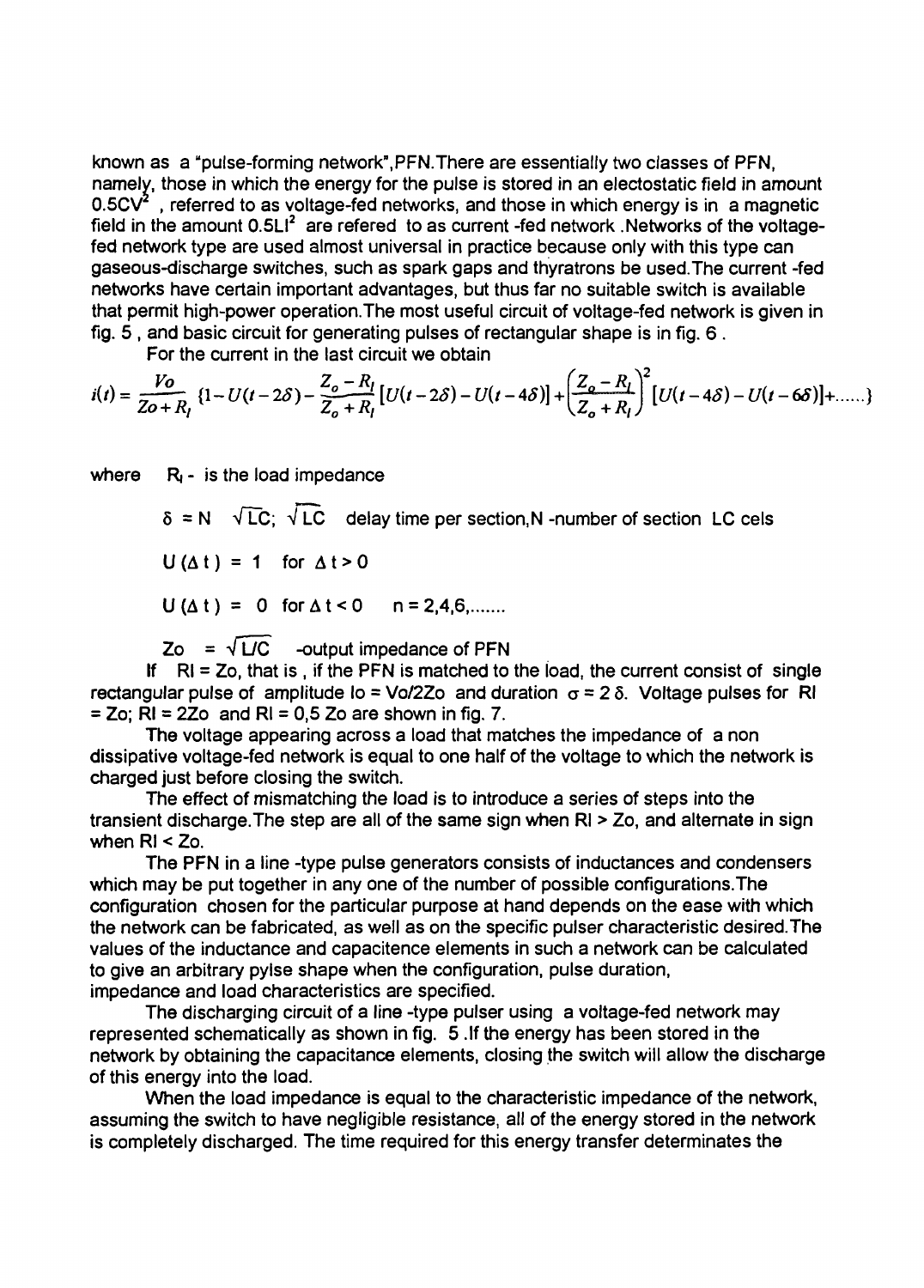known as a "pulse-forming network",PFN.There are essentially two classes of PFN, namely, those in which the energy for the pulse is stored in an electostatic field in amount $0.5CV^2$ , referred to as voltage-fed networks, and those in which energy is in a magnetic field in the amount $0.5LI^2$ are refered to as current -fed network .Networks of the voltage-fed network type are used almost universal in practice because only with this type can gaseous-discharge switches, such as spark gaps and thyratrons be used.The current -fed networks have certain important advantages, but thus far no suitable switch is available that permit high-power operation.The most useful circuit of voltage-fed network is given in fig. 5 , and basic circuit for generating pulses of rectangular shape is in fig. 6 .

For the current in the last circuit we obtain

$$i(t) = \frac{Vo}{Zo + R_l}\{1 - U(t-2\delta) - \frac{Z_o - R_l}{Z_o + R_l}[U(t-2\delta) - U(t-4\delta)] + \left(\frac{Z_o - R_l}{Z_o + R_l}\right)^2 [U(t-4\delta) - U(t-6\delta)] + ......\}$$

where $R_l$ - is the load impedance

$\delta = N \sqrt{LC}$; $\sqrt{LC}$ delay time per section,N -number of section LC cels

$U(\Delta t) = 1$ for $\Delta t > 0$

$U(\Delta t) = 0$ for $\Delta t < 0$ $n = 2,4,6,.......$

$Zo = \sqrt{L/C}$ -output impedance of PFN

If $Rl = Zo$, that is , if the PFN is matched to the load, the current consist of single rectangular pulse of amplitude $Io = Vo/2Zo$ and duration $\sigma = 2\delta$. Voltage pulses for $Rl = Zo$; $Rl = 2Zo$ and $Rl = 0,5 Zo$ are shown in fig. 7.

The voltage appearing across a load that matches the impedance of a non dissipative voltage-fed network is equal to one half of the voltage to which the network is charged just before closing the switch.

The effect of mismatching the load is to introduce a series of steps into the transient discharge.The step are all of the same sign when $Rl > Zo$, and alternate in sign when $Rl < Zo$.

The PFN in a line -type pulse generators consists of inductances and condensers which may be put together in any one of the number of possible configurations.The configuration chosen for the particular purpose at hand depends on the ease with which the network can be fabricated, as well as on the specific pulser characteristic desired.The values of the inductance and capacitence elements in such a network can be calculated to give an arbitrary pylse shape when the configuration, pulse duration, impedance and load characteristics are specified.

The discharging circuit of a line -type pulser using a voltage-fed network may represented schematically as shown in fig. 5 .If the energy has been stored in the network by obtaining the capacitance elements, closing the switch will allow the discharge of this energy into the load.

When the load impedance is equal to the characteristic impedance of the network, assuming the switch to have negligible resistance, all of the energy stored in the network is completely discharged. The time required for this energy transfer determinates the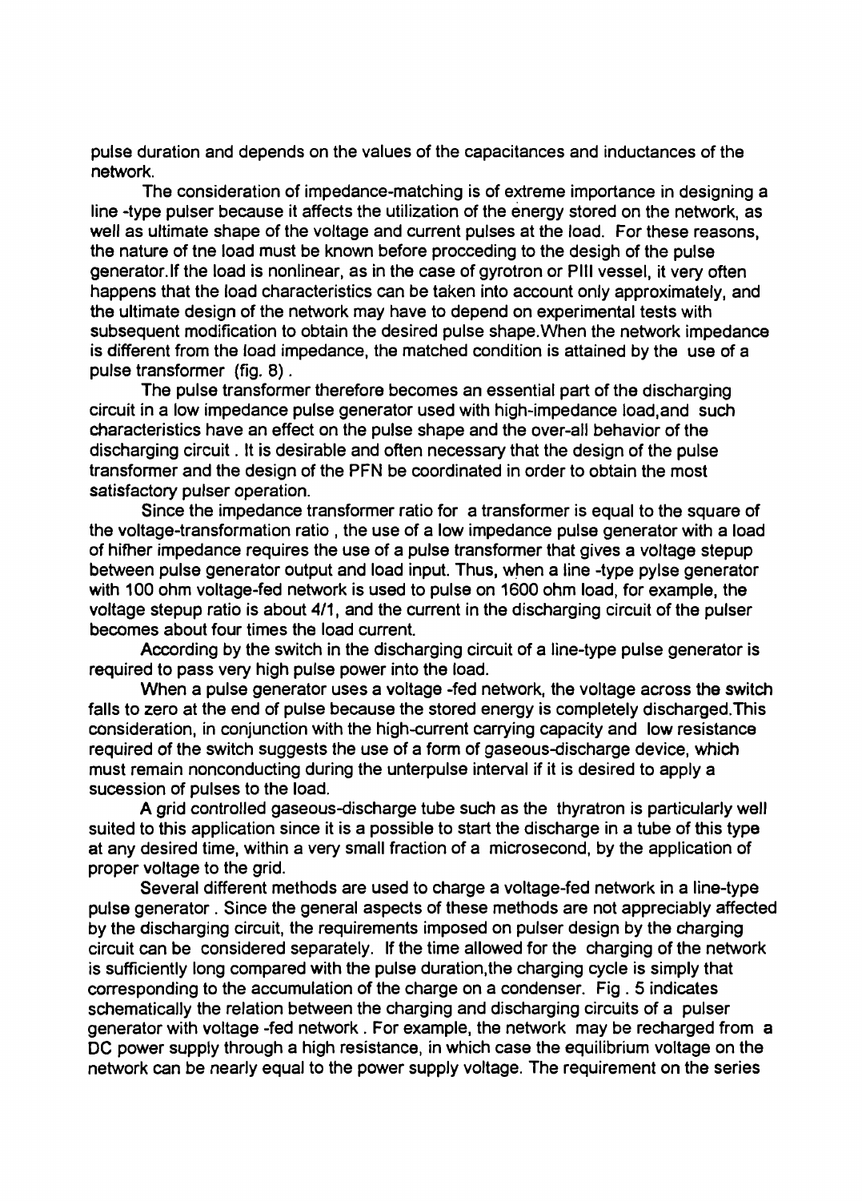pulse duration and depends on the values of the capacitances and inductances of the network.

The consideration of impedance-matching is of extreme importance in designing a line -type pulser because it affects the utilization of the energy stored on the network, as well as ultimate shape of the voltage and current pulses at the load. For these reasons, the nature of tne load must be known before procceding to the desigh of the pulse generator.If the load is nonlinear, as in the case of gyrotron or PIII vessel, it very often happens that the load characteristics can be taken into account only approximately, and the ultimate design of the network may have to depend on experimental tests with subsequent modification to obtain the desired pulse shape.When the network impedance is different from the load impedance, the matched condition is attained by the use of a pulse transformer (fig. 8) .

The pulse transformer therefore becomes an essential part of the discharging circuit in a low impedance pulse generator used with high-impedance load,and such characteristics have an effect on the pulse shape and the over-all behavior of the discharging circuit . It is desirable and often necessary that the design of the pulse transformer and the design of the PFN be coordinated in order to obtain the most satisfactory pulser operation.

Since the impedance transformer ratio for a transformer is equal to the square of the voltage-transformation ratio , the use of a low impedance pulse generator with a load of hifher impedance requires the use of a pulse transformer that gives a voltage stepup between pulse generator output and load input. Thus, when a line -type pylse generator with 100 ohm voltage-fed network is used to pulse on 1600 ohm load, for example, the voltage stepup ratio is about 4/1, and the current in the discharging circuit of the pulser becomes about four times the load current.

According by the switch in the discharging circuit of a line-type pulse generator is required to pass very high pulse power into the load.

When a pulse generator uses a voltage -fed network, the voltage across the switch falls to zero at the end of pulse because the stored energy is completely discharged.This consideration, in conjunction with the high-current carrying capacity and low resistance required of the switch suggests the use of a form of gaseous-discharge device, which must remain nonconducting during the unterpulse interval if it is desired to apply a sucession of pulses to the load.

A grid controlled gaseous-discharge tube such as the thyratron is particularly well suited to this application since it is a possible to start the discharge in a tube of this type at any desired time, within a very small fraction of a microsecond, by the application of proper voltage to the grid.

Several different methods are used to charge a voltage-fed network in a line-type pulse generator . Since the general aspects of these methods are not appreciably affected by the discharging circuit, the requirements imposed on pulser design by the charging circuit can be considered separately. If the time allowed for the charging of the network is sufficiently long compared with the pulse duration,the charging cycle is simply that corresponding to the accumulation of the charge on a condenser. Fig . 5 indicates schematically the relation between the charging and discharging circuits of a pulser generator with voltage -fed network . For example, the network may be recharged from a DC power supply through a high resistance, in which case the equilibrium voltage on the network can be nearly equal to the power supply voltage. The requirement on the series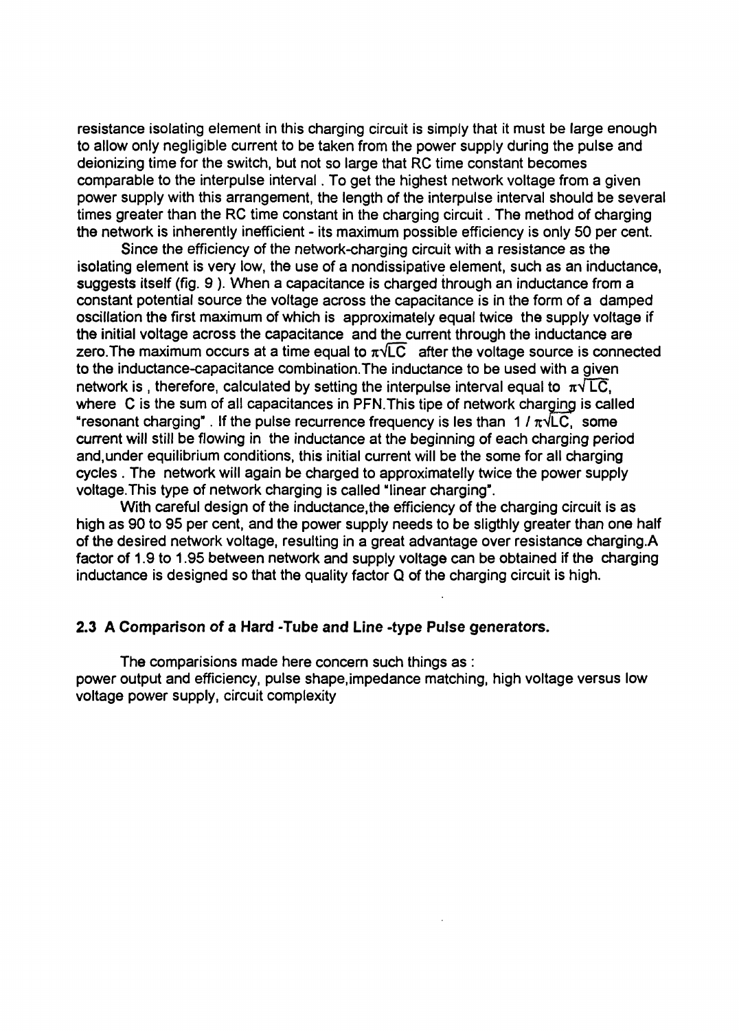resistance isolating element in this charging circuit is simply that it must be large enough to allow only negligible current to be taken from the power supply during the pulse and deionizing time for the switch, but not so large that RC time constant becomes comparable to the interpulse interval . To get the highest network voltage from a given power supply with this arrangement, the length of the interpulse interval should be several times greater than the RC time constant in the charging circuit . The method of charging the network is inherently inefficient - its maximum possible efficiency is only 50 per cent.

Since the efficiency of the network-charging circuit with a resistance as the isolating element is very low, the use of a nondissipative element, such as an inductance, suggests itself (fig. 9 ). When a capacitance is charged through an inductance from a constant potential source the voltage across the capacitance is in the form of a damped oscillation the first maximum of which is approximately equal twice the supply voltage if the initial voltage across the capacitance and the current through the inductance are zero.The maximum occurs at a time equal to $\pi\sqrt{LC}$ after the voltage source is connected to the inductance-capacitance combination.The inductance to be used with a given network is , therefore, calculated by setting the interpulse interval equal to $\pi\sqrt{LC}$, where C is the sum of all capacitances in PFN.This tipe of network charging is called "resonant charging" . If the pulse recurrence frequency is les than $1 / \pi\sqrt{LC}$, some current will still be flowing in the inductance at the beginning of each charging period and,under equilibrium conditions, this initial current will be the some for all charging cycles . The network will again be charged to approximatelly twice the power supply voltage.This type of network charging is called "linear charging".

With careful design of the inductance,the efficiency of the charging circuit is as high as 90 to 95 per cent, and the power supply needs to be sligthly greater than one half of the desired network voltage, resulting in a great advantage over resistance charging.A factor of 1.9 to 1.95 between network and supply voltage can be obtained if the charging inductance is designed so that the quality factor Q of the charging circuit is high.

### 2.3 A Comparison of a Hard -Tube and Line -type Pulse generators.

The comparisions made here concern such things as :
power output and efficiency, pulse shape,impedance matching, high voltage versus low voltage power supply, circuit complexity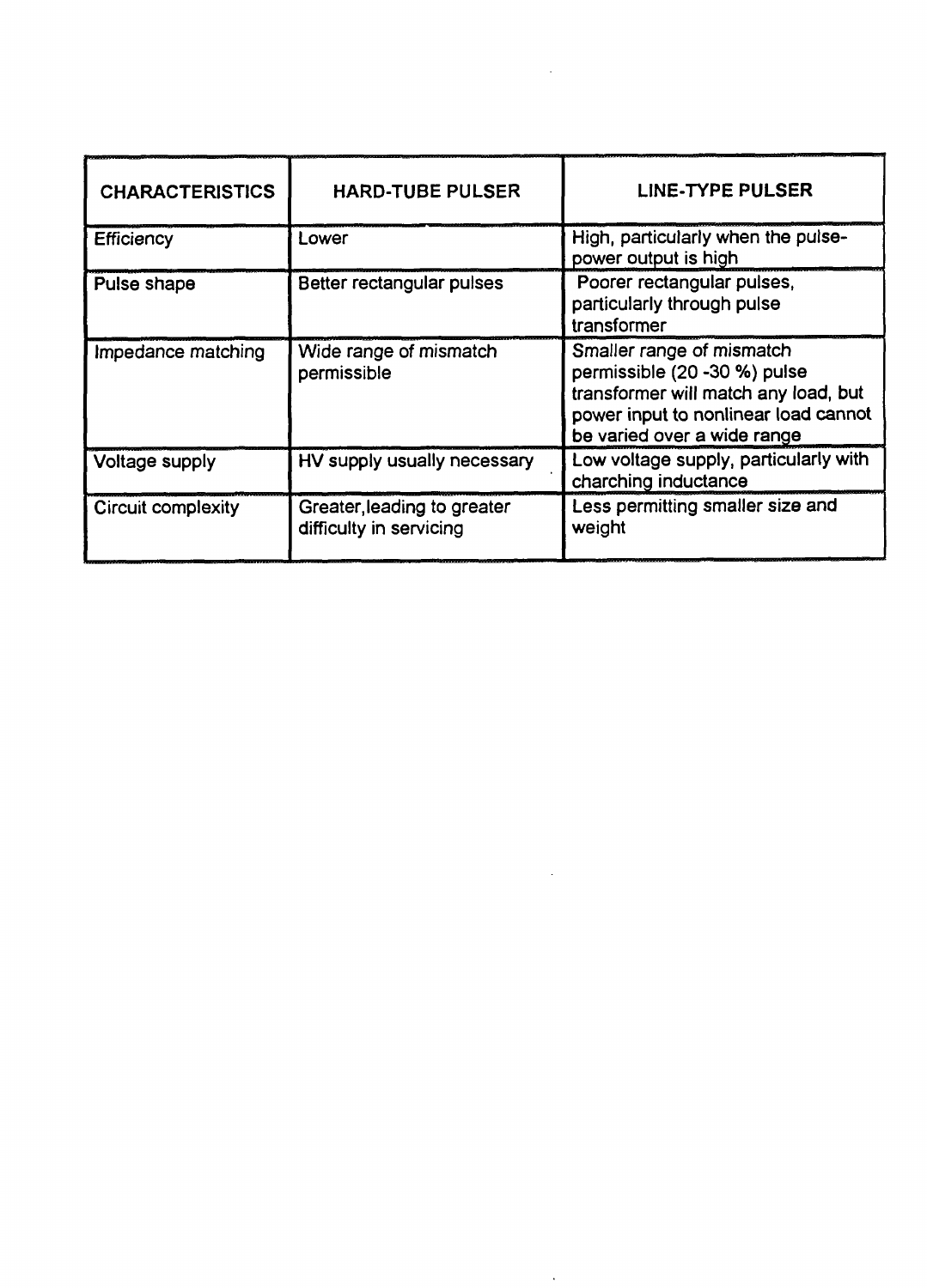| CHARACTERISTICS | HARD-TUBE PULSER | LINE-TYPE PULSER |
|---|---|---|
| Efficiency | Lower | High, particularly when the pulse-power output is high |
| Pulse shape | Better rectangular pulses | Poorer rectangular pulses, particularly through pulse transformer |
| Impedance matching | Wide range of mismatch permissible | Smaller range of mismatch permissible (20 -30 %) pulse transformer will match any load, but power input to nonlinear load cannot be varied over a wide range |
| Voltage supply | HV supply usually necessary | Low voltage supply, particularly with charching inductance |
| Circuit complexity | Greater,leading to greater difficulty in servicing | Less permitting smaller size and weight |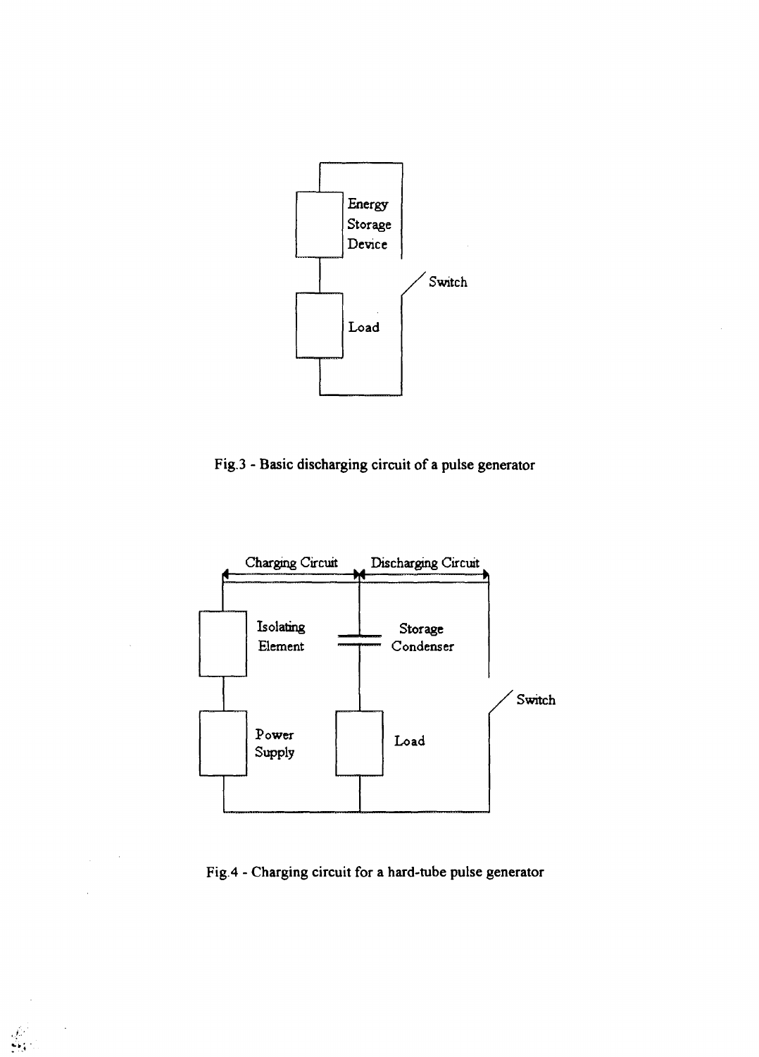Fig.3 - Basic discharging circuit of a pulse generator

Fig.4 - Charging circuit for a hard-tube pulse generator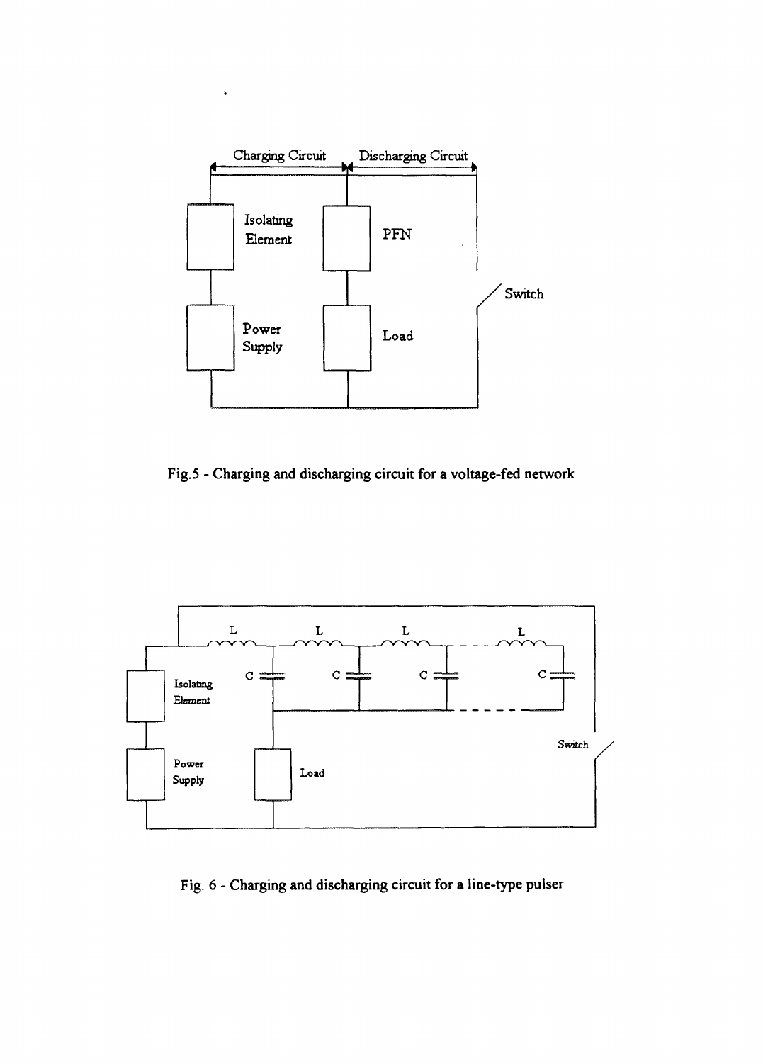Fig.5 - Charging and discharging circuit for a voltage-fed network

Fig. 6 - Charging and discharging circuit for a line-type pulser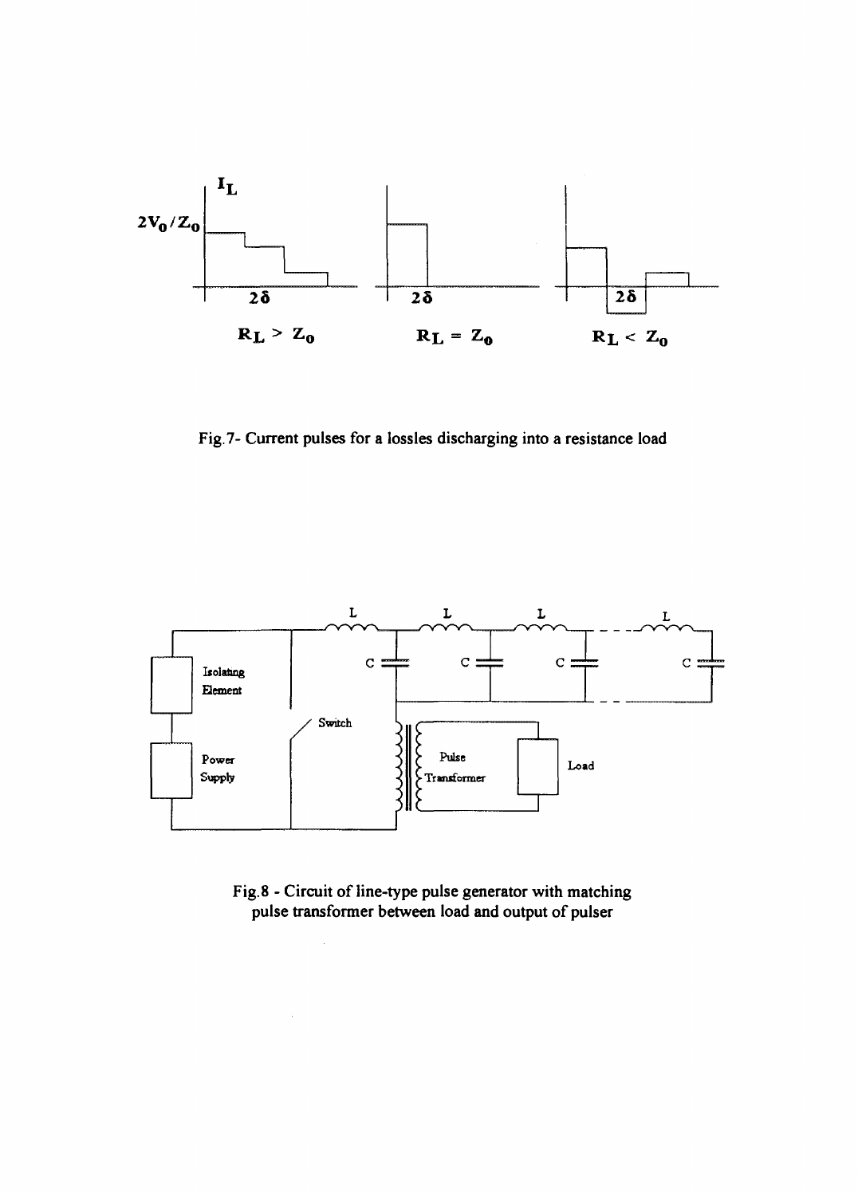Fig.7- Current pulses for a lossles discharging into a resistance load

Fig.8 - Circuit of line-type pulse generator with matching pulse transformer between load and output of pulser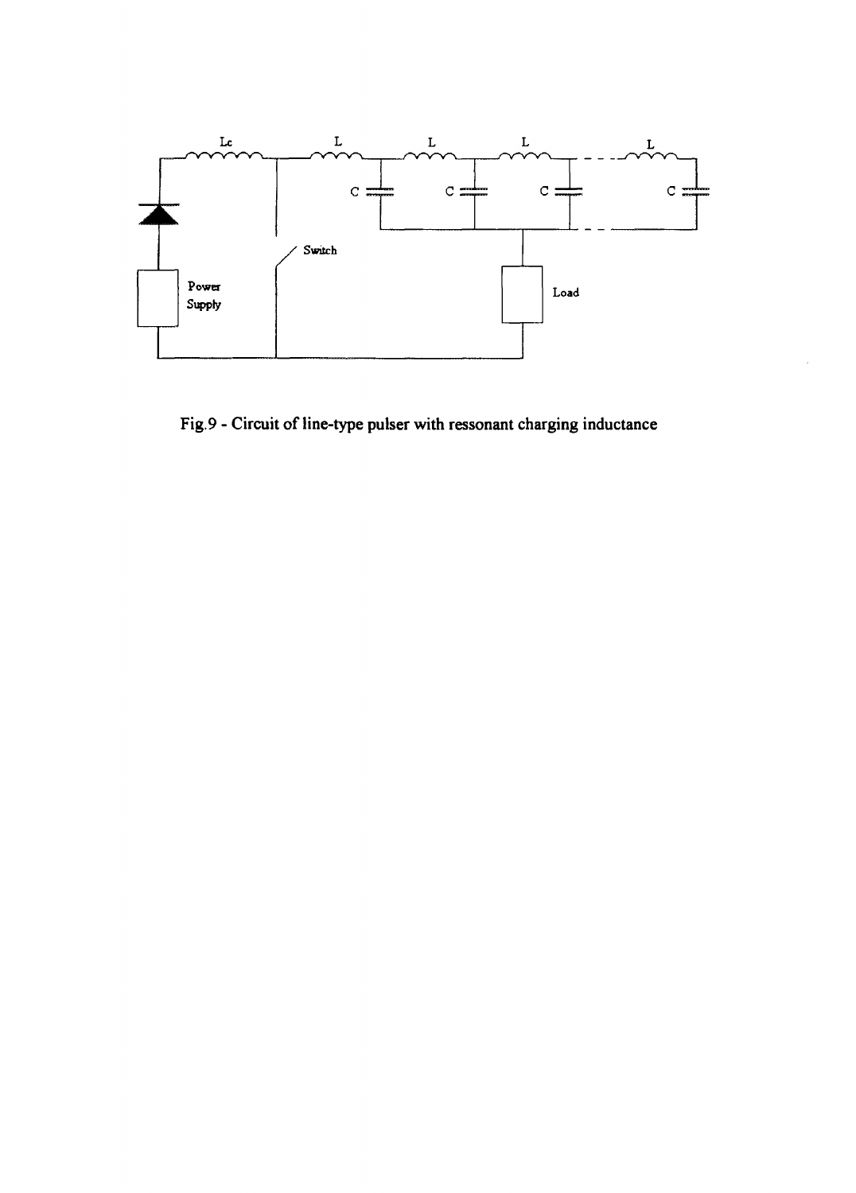Fig.9 - Circuit of line-type pulser with ressonant charging inductance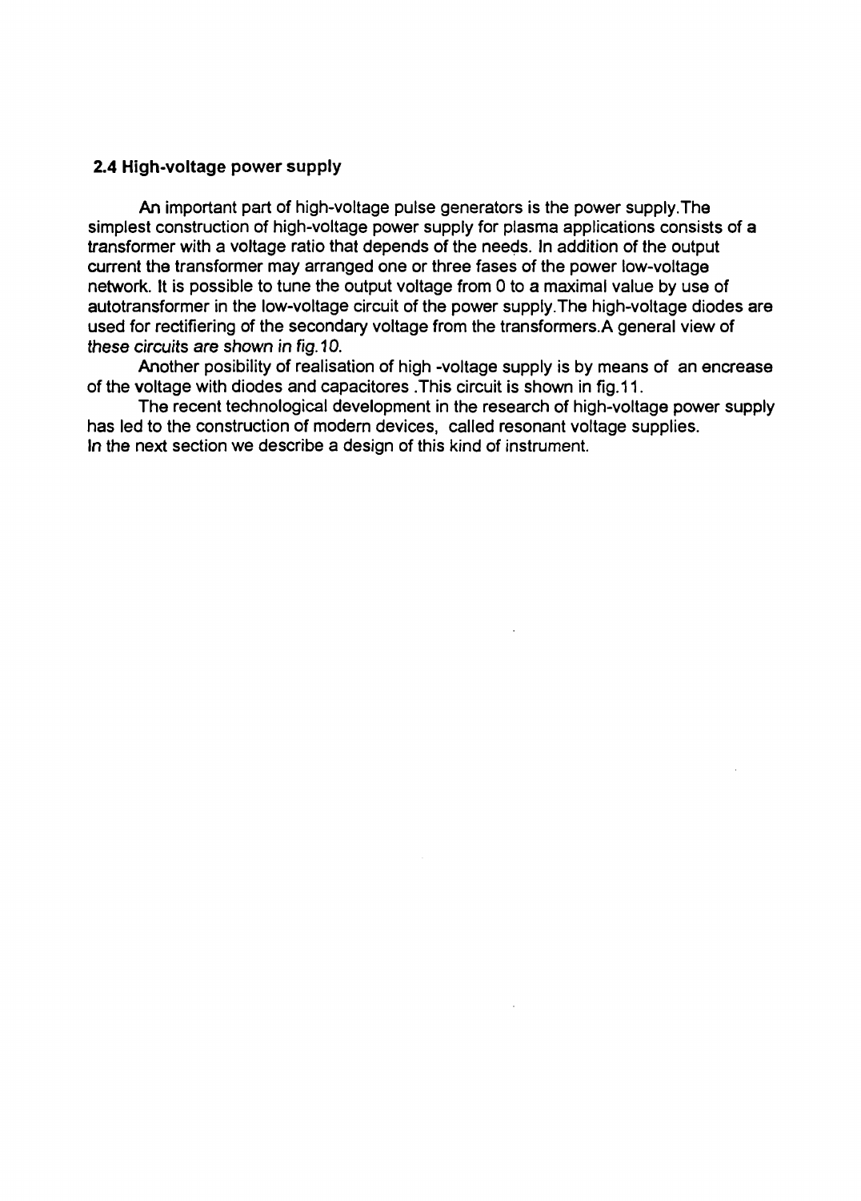## 2.4 High-voltage power supply

An important part of high-voltage pulse generators is the power supply.The simplest construction of high-voltage power supply for plasma applications consists of a transformer with a voltage ratio that depends of the needs. In addition of the output current the transformer may arranged one or three fases of the power low-voltage network. It is possible to tune the output voltage from 0 to a maximal value by use of autotransformer in the low-voltage circuit of the power supply.The high-voltage diodes are used for rectifiering of the secondary voltage from the transformers.A general view of *these circuits are shown in fig.10.*

Another posibility of realisation of high -voltage supply is by means of an encrease of the voltage with diodes and capacitores .This circuit is shown in fig.11.

The recent technological development in the research of high-voltage power supply has led to the construction of modern devices, called resonant voltage supplies. In the next section we describe a design of this kind of instrument.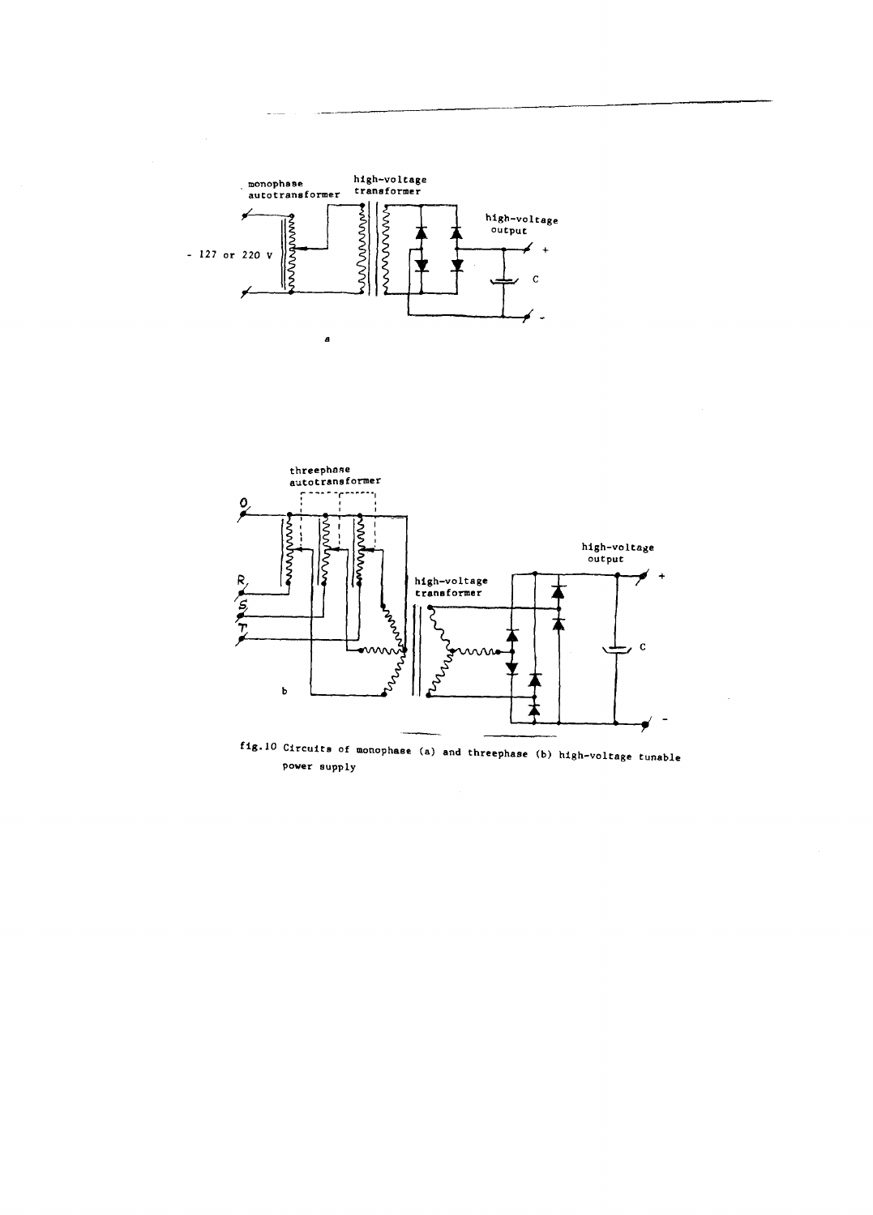fig.10 Circuits of monophase (a) and threephase (b) high-voltage tunable power supply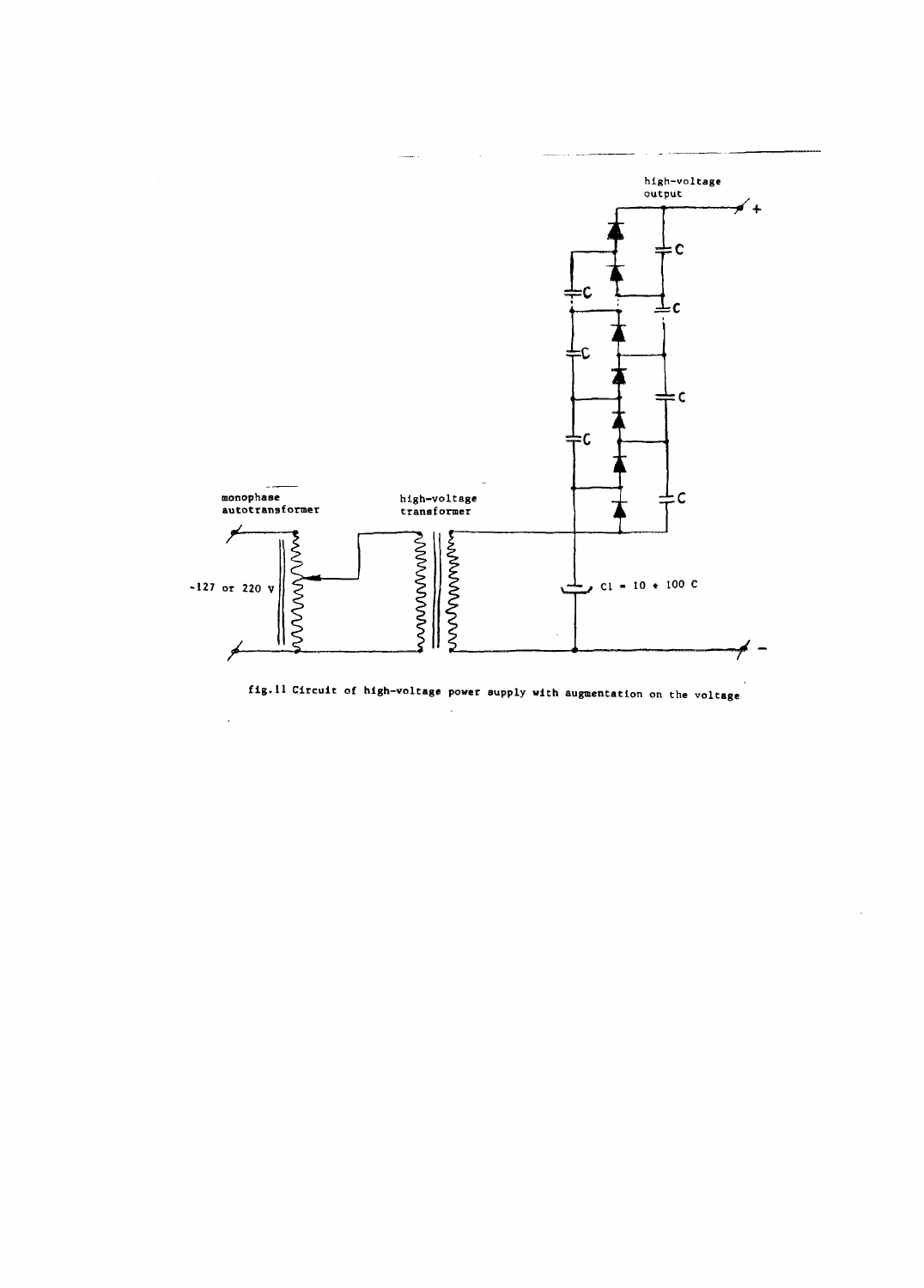high-voltage output

monophase autotransformer

high-voltage transformer

~127 or 220 V

C1 = 10 ÷ 100 C

fig.11 Circuit of high-voltage power supply with augmentation on the voltage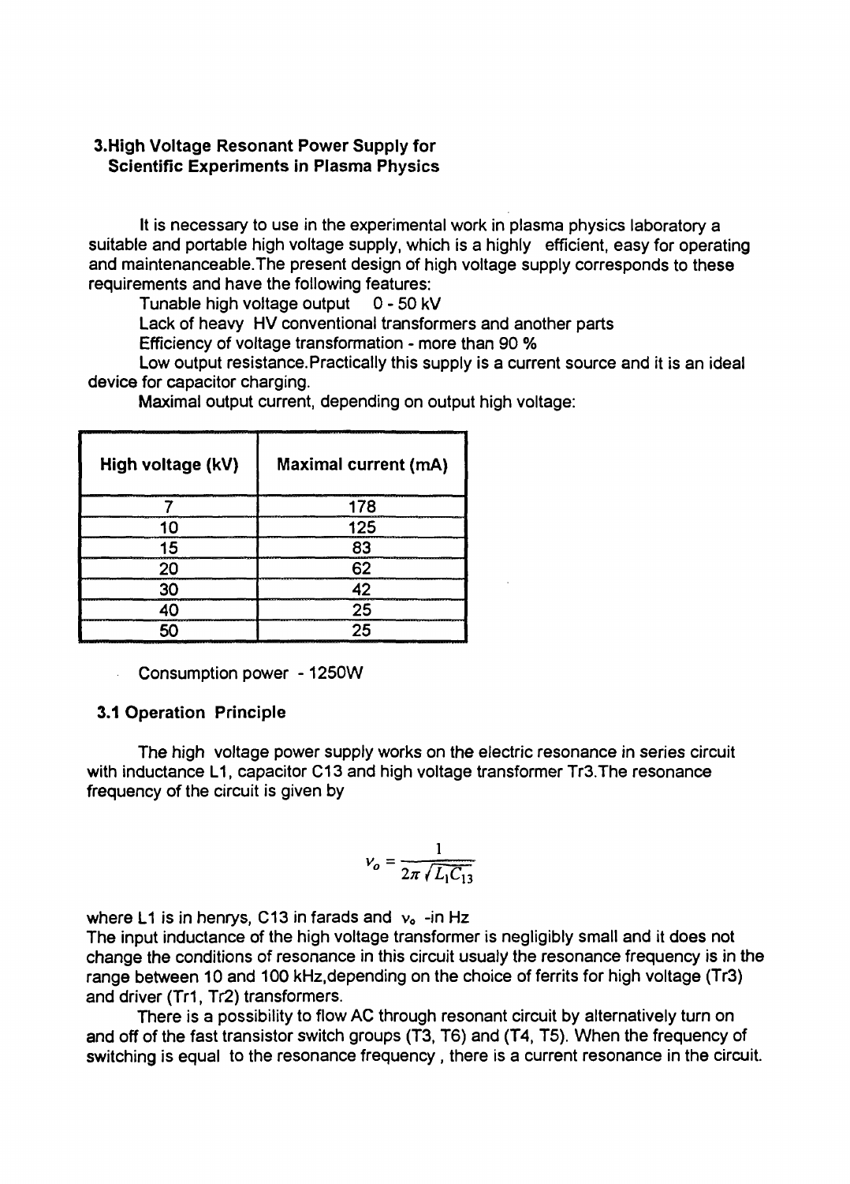## 3.High Voltage Resonant Power Supply for Scientific Experiments in Plasma Physics

It is necessary to use in the experimental work in plasma physics laboratory a suitable and portable high voltage supply, which is a highly efficient, easy for operating and maintenanceable.The present design of high voltage supply corresponds to these requirements and have the following features:

Tunable high voltage output 0 - 50 kV

Lack of heavy HV conventional transformers and another parts

Efficiency of voltage transformation - more than 90 %

Low output resistance.Practically this supply is a current source and it is an ideal device for capacitor charging.

Maximal output current, depending on output high voltage:

| High voltage (kV) | Maximal current (mA) |
|---|---|
| 7 | 178 |
| 10 | 125 |
| 15 | 83 |
| 20 | 62 |
| 30 | 42 |
| 40 | 25 |
| 50 | 25 |

Consumption power - 1250W

### 3.1 Operation Principle

The high voltage power supply works on the electric resonance in series circuit with inductance L1, capacitor C13 and high voltage transformer Tr3.The resonance frequency of the circuit is given by

$$\nu_o = \frac{1}{2\pi\sqrt{L_1 C_{13}}}$$

where L1 is in henrys, C13 in farads and $\nu_o$ -in Hz

The input inductance of the high voltage transformer is negligibly small and it does not change the conditions of resonance in this circuit usualy the resonance frequency is in the range between 10 and 100 kHz,depending on the choice of ferrits for high voltage (Tr3) and driver (Tr1, Tr2) transformers.

There is a possibility to flow AC through resonant circuit by alternatively turn on and off of the fast transistor switch groups (T3, T6) and (T4, T5). When the frequency of switching is equal to the resonance frequency , there is a current resonance in the circuit.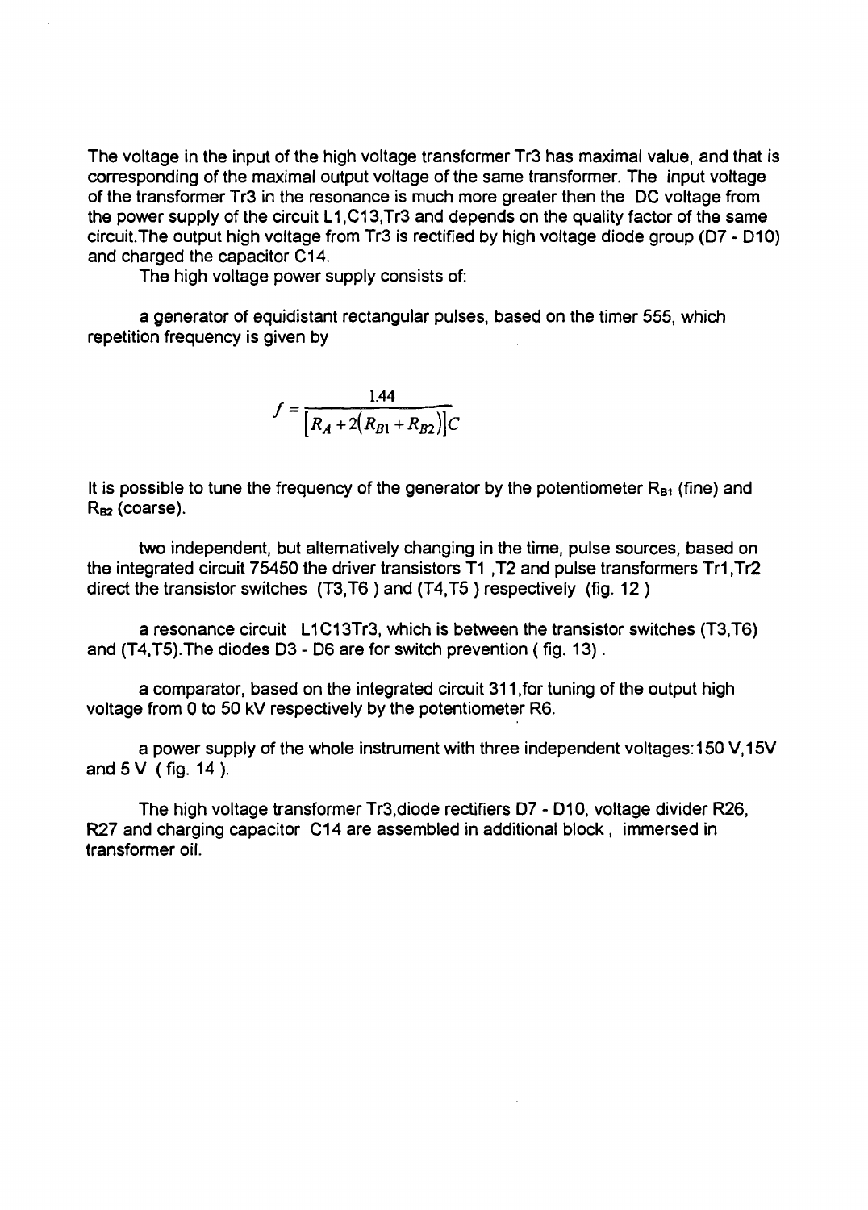The voltage in the input of the high voltage transformer Tr3 has maximal value, and that is corresponding of the maximal output voltage of the same transformer. The input voltage of the transformer Tr3 in the resonance is much more greater then the DC voltage from the power supply of the circuit L1,C13,Tr3 and depends on the quality factor of the same circuit.The output high voltage from Tr3 is rectified by high voltage diode group (D7 - D10) and charged the capacitor C14.

The high voltage power supply consists of:

a generator of equidistant rectangular pulses, based on the timer 555, which repetition frequency is given by

$$f = \frac{1.44}{\left[R_A + 2\left(R_{B1} + R_{B2}\right)\right]C}$$

It is possible to tune the frequency of the generator by the potentiometer $R_{B1}$ (fine) and $R_{B2}$ (coarse).

two independent, but alternatively changing in the time, pulse sources, based on the integrated circuit 75450 the driver transistors T1 ,T2 and pulse transformers Tr1,Tr2 direct the transistor switches (T3,T6 ) and (T4,T5 ) respectively (fig. 12 )

a resonance circuit L1C13Tr3, which is between the transistor switches (T3,T6) and (T4,T5).The diodes D3 - D6 are for switch prevention ( fig. 13) .

a comparator, based on the integrated circuit 311,for tuning of the output high voltage from 0 to 50 kV respectively by the potentiometer R6.

a power supply of the whole instrument with three independent voltages:150 V,15V and 5 V ( fig. 14 ).

The high voltage transformer Tr3,diode rectifiers D7 - D10, voltage divider R26, R27 and charging capacitor C14 are assembled in additional block , immersed in transformer oil.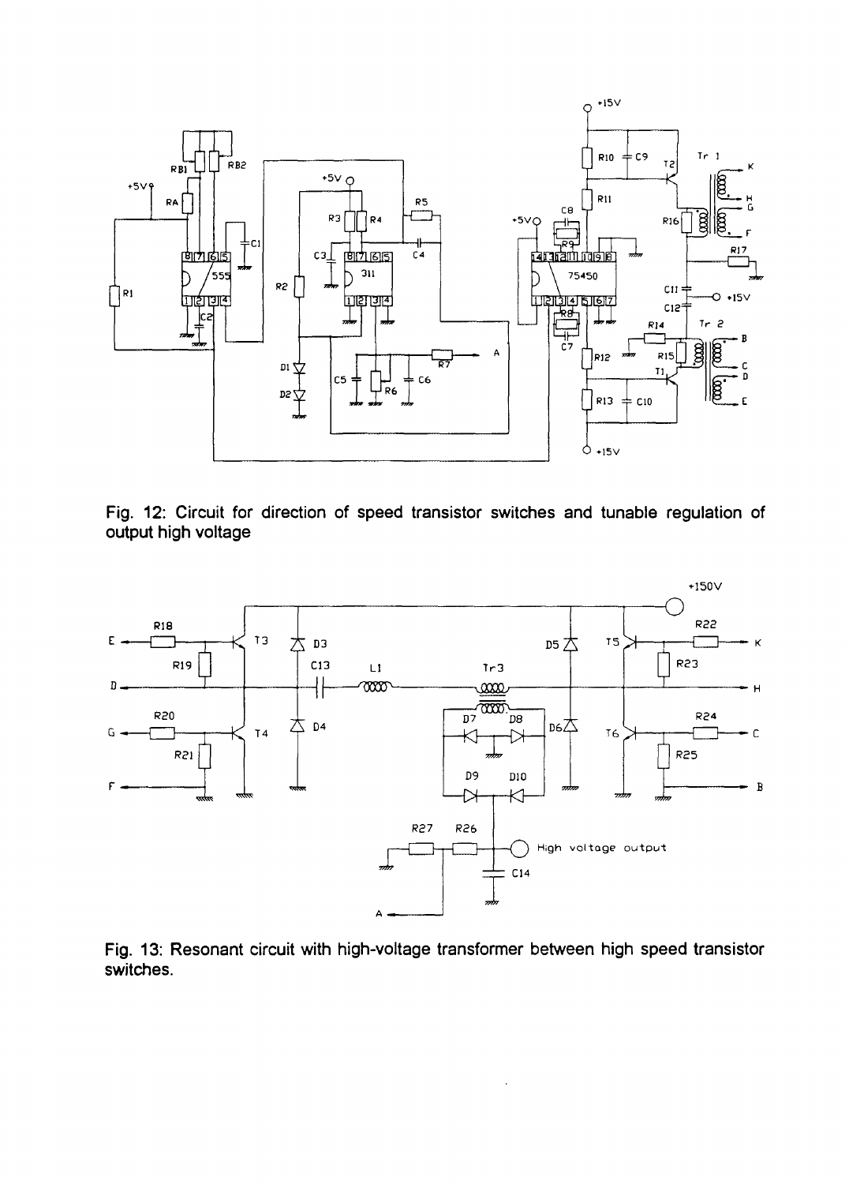Fig. 12: Circuit for direction of speed transistor switches and tunable regulation of output high voltage

Fig. 13: Resonant circuit with high-voltage transformer between high speed transistor switches.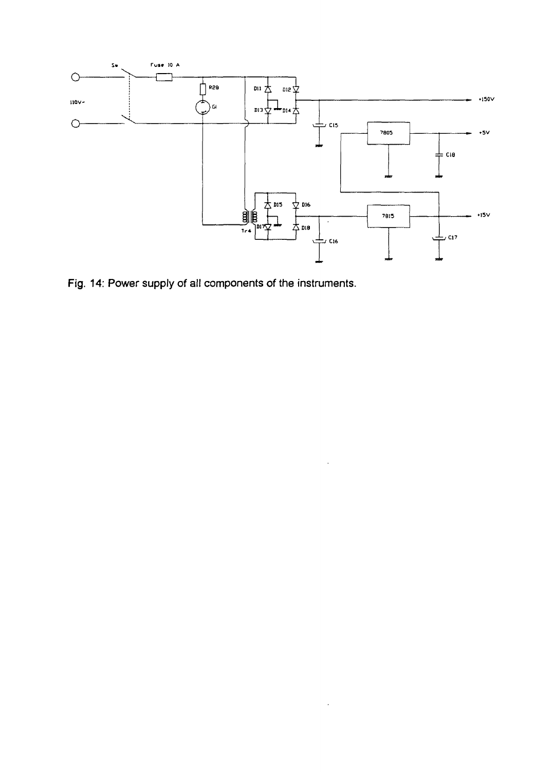Fig. 14: Power supply of all components of the instruments.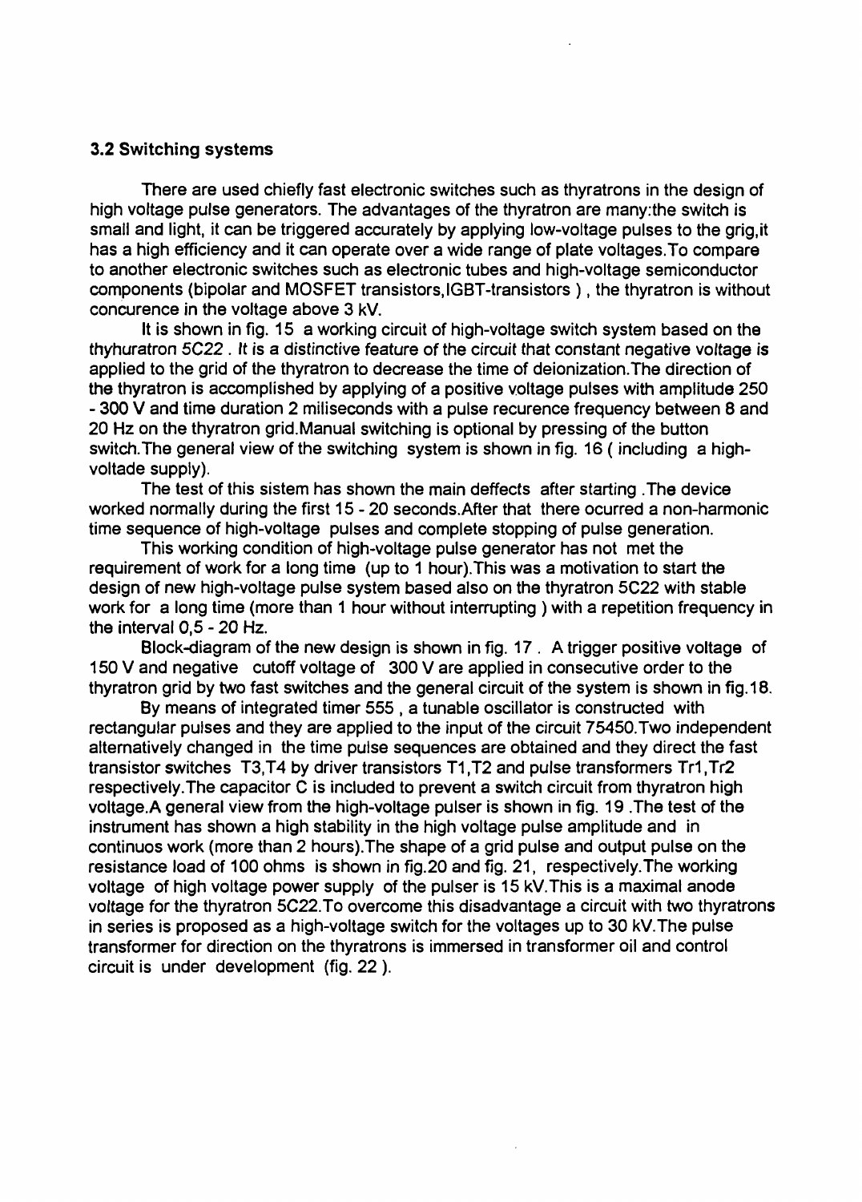### 3.2 Switching systems

There are used chiefly fast electronic switches such as thyratrons in the design of high voltage pulse generators. The advantages of the thyratron are many:the switch is small and light, it can be triggered accurately by applying low-voltage pulses to the grig,it has a high efficiency and it can operate over a wide range of plate voltages.To compare to another electronic switches such as electronic tubes and high-voltage semiconductor components (bipolar and MOSFET transistors,IGBT-transistors ) , the thyratron is without concurence in the voltage above 3 kV.

It is shown in fig. 15 a working circuit of high-voltage switch system based on the thyhuratron 5C22 . It is a distinctive feature of the circuit that constant negative voltage is applied to the grid of the thyratron to decrease the time of deionization.The direction of the thyratron is accomplished by applying of a positive voltage pulses with amplitude 250 - 300 V and time duration 2 miliseconds with a pulse recurence frequency between 8 and 20 Hz on the thyratron grid.Manual switching is optional by pressing of the button switch.The general view of the switching system is shown in fig. 16 ( including a high-voltade supply).

The test of this sistem has shown the main deffects after starting .The device worked normally during the first 15 - 20 seconds.After that there ocurred a non-harmonic time sequence of high-voltage pulses and complete stopping of pulse generation.

This working condition of high-voltage pulse generator has not met the requirement of work for a long time (up to 1 hour).This was a motivation to start the design of new high-voltage pulse system based also on the thyratron 5C22 with stable work for a long time (more than 1 hour without interrupting ) with a repetition frequency in the interval 0,5 - 20 Hz.

Block-diagram of the new design is shown in fig. 17 . A trigger positive voltage of 150 V and negative cutoff voltage of 300 V are applied in consecutive order to the thyratron grid by two fast switches and the general circuit of the system is shown in fig.18.

By means of integrated timer 555 , a tunable oscillator is constructed with rectangular pulses and they are applied to the input of the circuit 75450.Two independent alternatively changed in the time pulse sequences are obtained and they direct the fast transistor switches T3,T4 by driver transistors T1,T2 and pulse transformers Tr1,Tr2 respectively.The capacitor C is included to prevent a switch circuit from thyratron high voltage.A general view from the high-voltage pulser is shown in fig. 19 .The test of the instrument has shown a high stability in the high voltage pulse amplitude and in continuos work (more than 2 hours).The shape of a grid pulse and output pulse on the resistance load of 100 ohms is shown in fig.20 and fig. 21, respectively.The working voltage of high voltage power supply of the pulser is 15 kV.This is a maximal anode voltage for the thyratron 5C22.To overcome this disadvantage a circuit with two thyratrons in series is proposed as a high-voltage switch for the voltages up to 30 kV.The pulse transformer for direction on the thyratrons is immersed in transformer oil and control circuit is under development (fig. 22 ).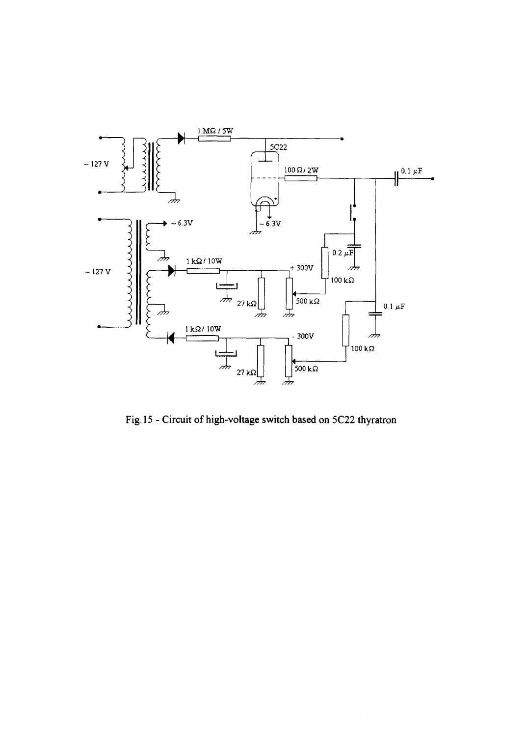Fig.15 - Circuit of high-voltage switch based on 5C22 thyratron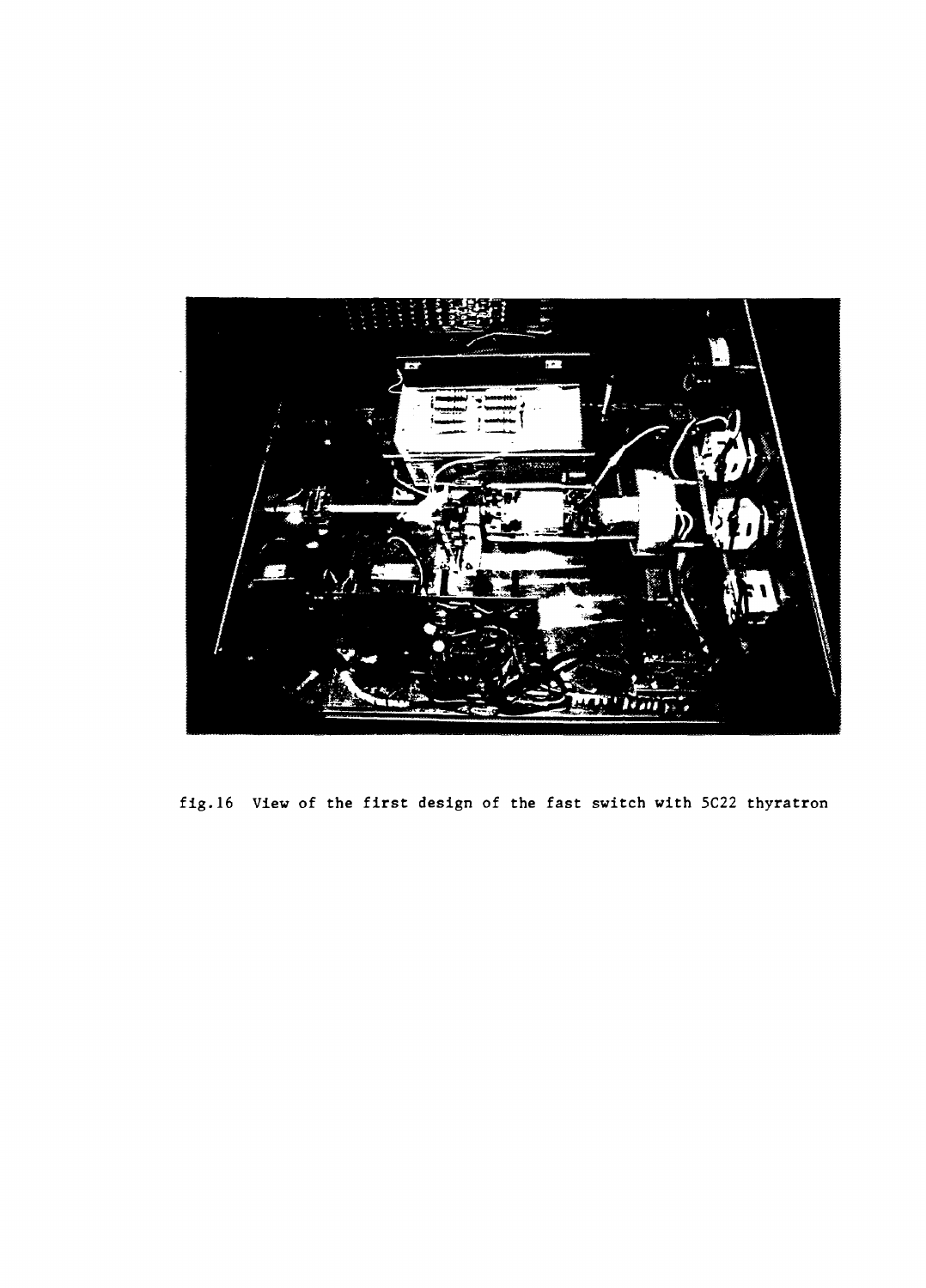fig.16 View of the first design of the fast switch with 5C22 thyratron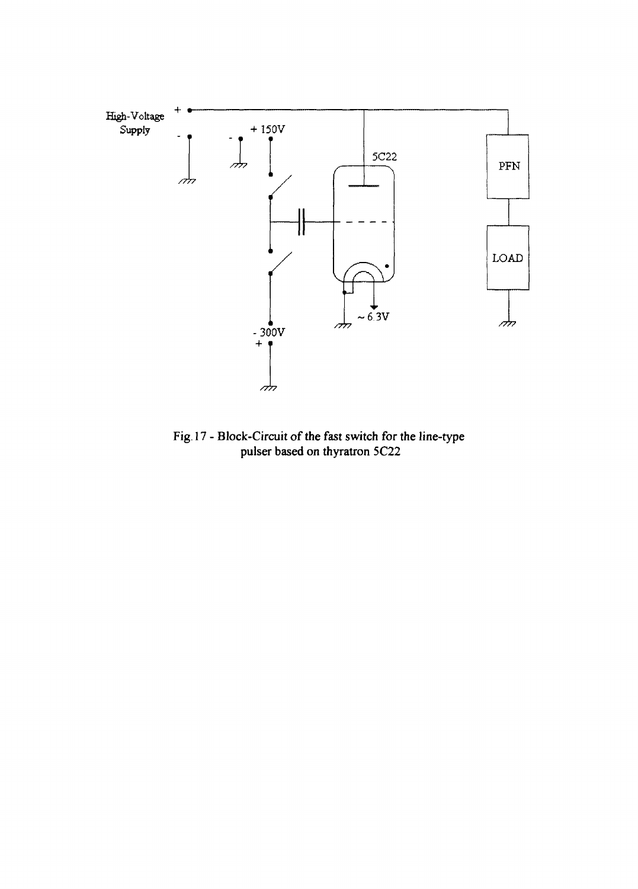Fig.17 - Block-Circuit of the fast switch for the line-type pulser based on thyratron 5C22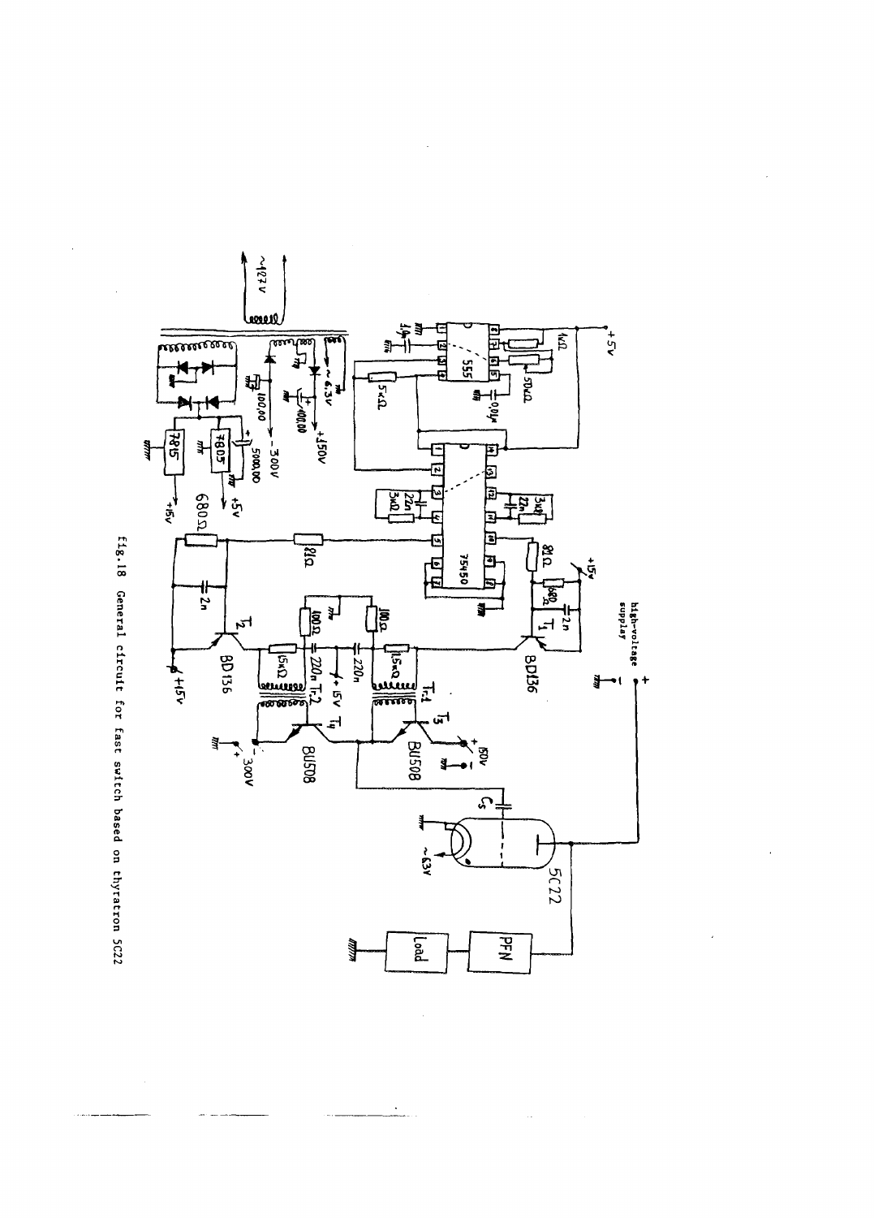fig.18 General circuit for fast switch based on thyratron 5C22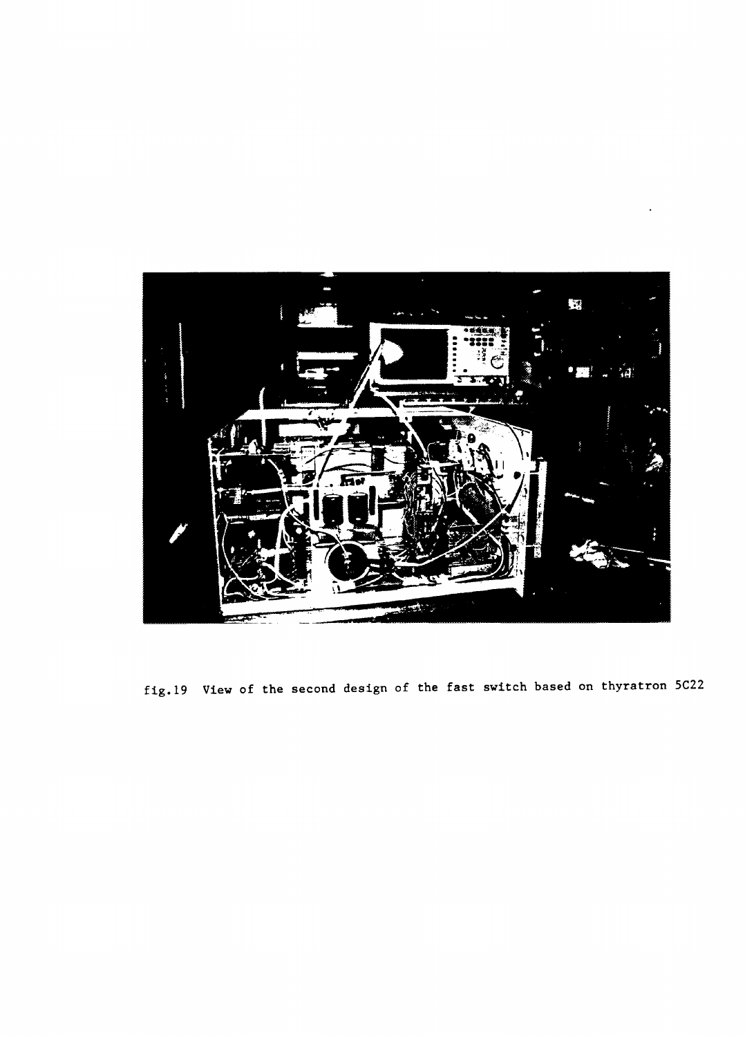fig.19 View of the second design of the fast switch based on thyratron 5C22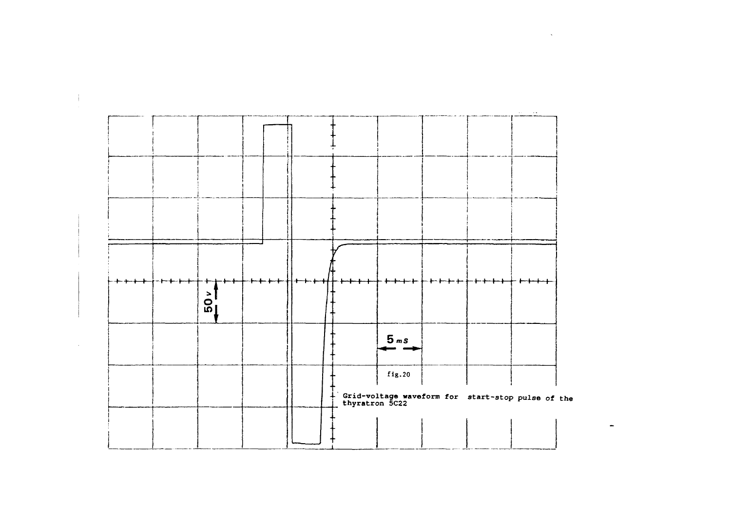50 v

5 ms

fig.20

Grid-voltage waveform for start-stop pulse of the thyratron 5C22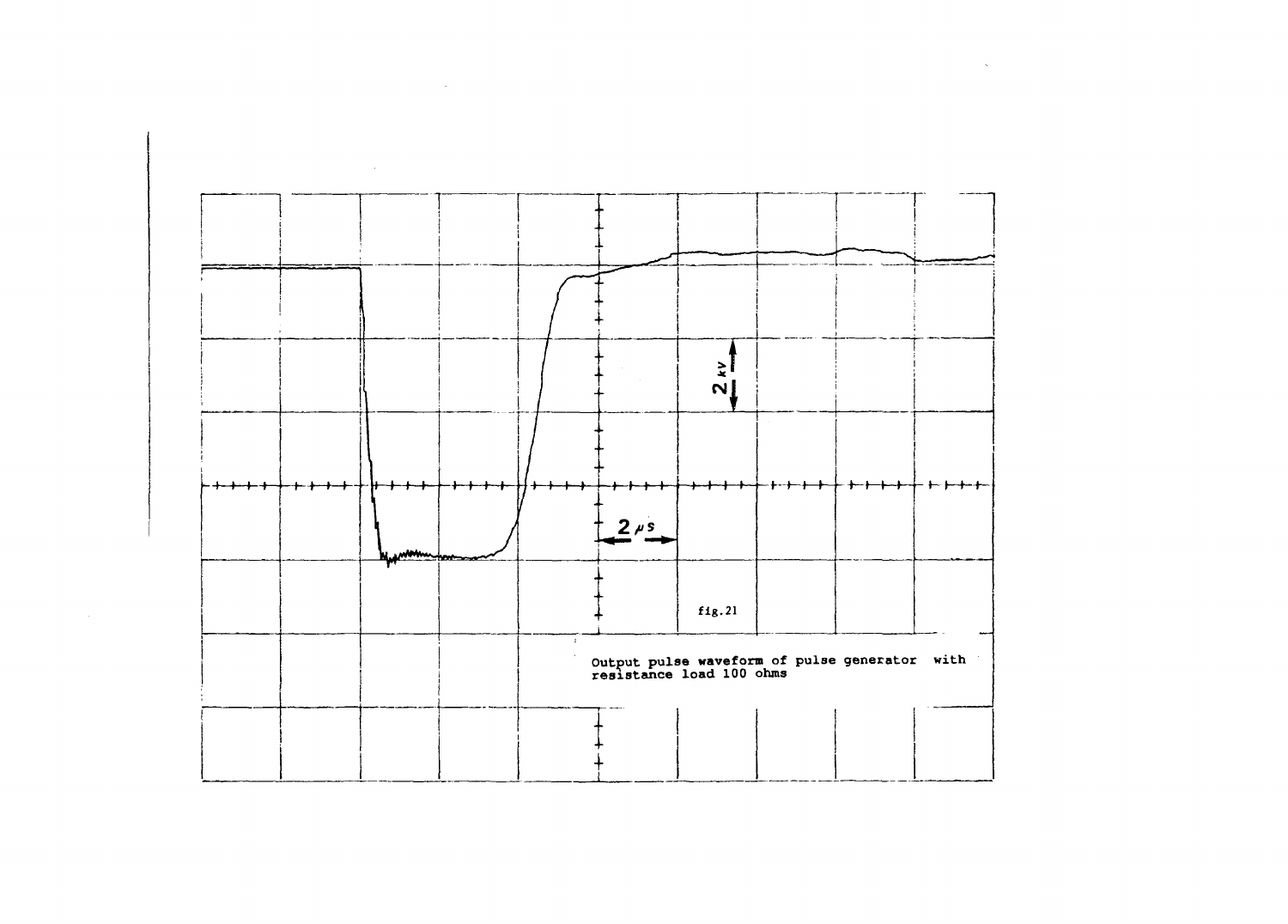2 kV

2 μs

fig.21

Output pulse waveform of pulse generator with resistance load 100 ohms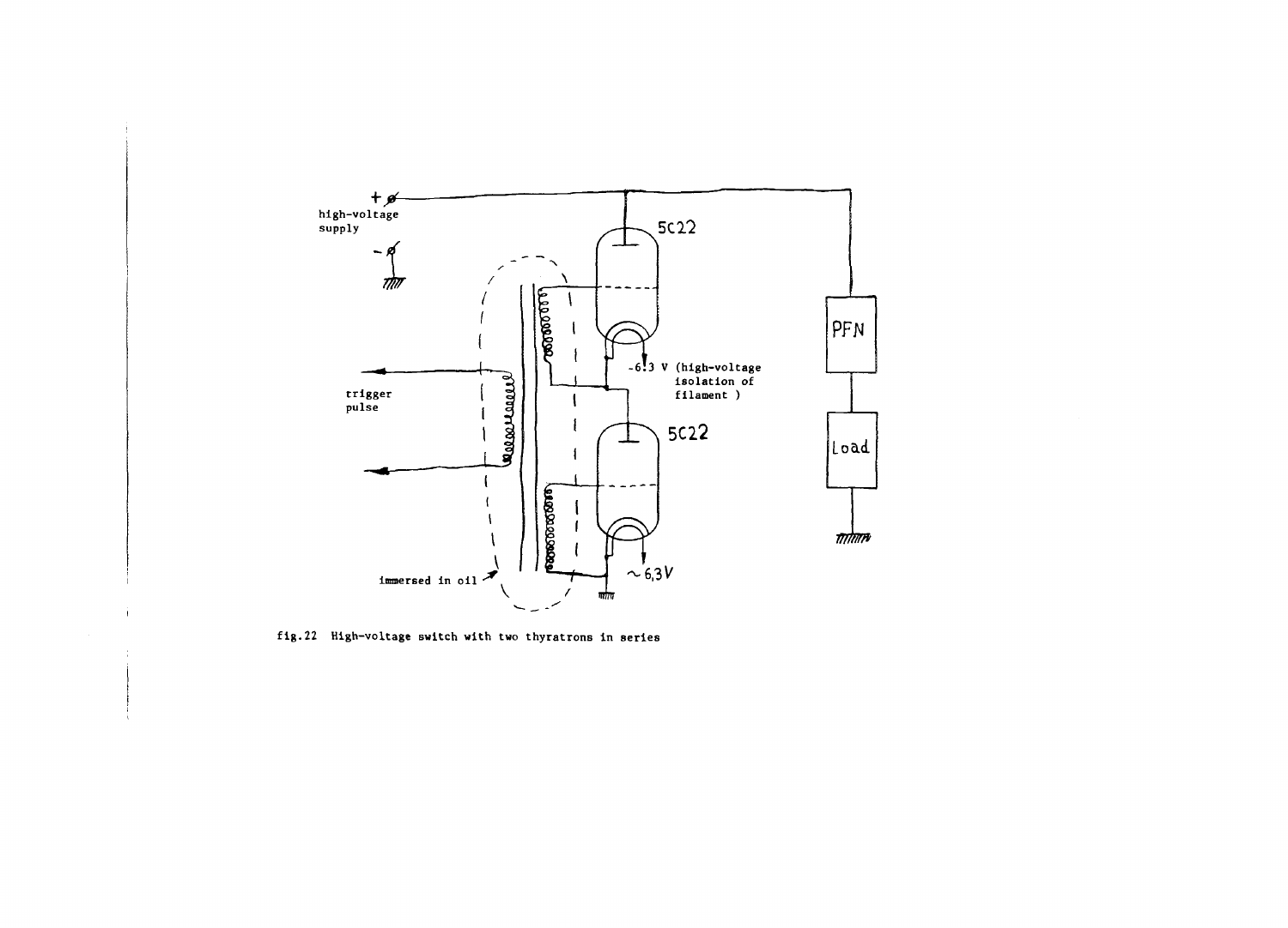fig.22 High-voltage switch with two thyratrons in series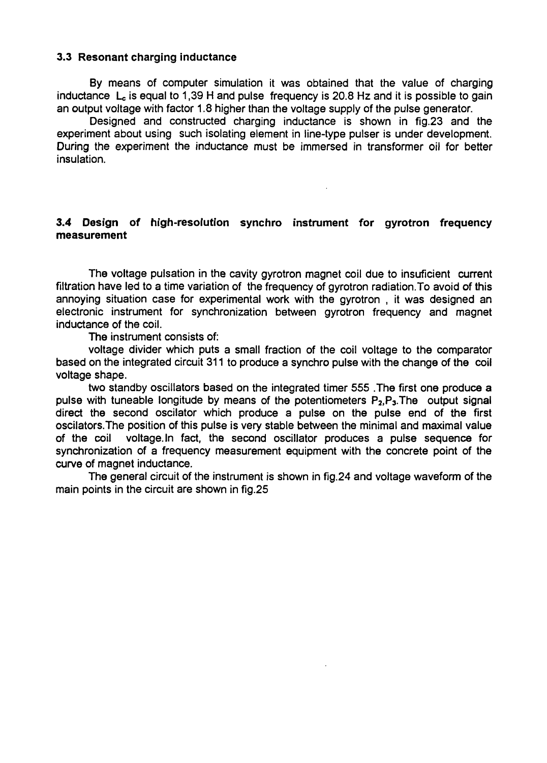### 3.3 Resonant charging inductance

By means of computer simulation it was obtained that the value of charging inductance $L_c$ is equal to 1,39 H and pulse frequency is 20.8 Hz and it is possible to gain an output voltage with factor 1.8 higher than the voltage supply of the pulse generator.

Designed and constructed charging inductance is shown in fig.23 and the experiment about using such isolating element in line-type pulser is under development. During the experiment the inductance must be immersed in transformer oil for better insulation.

### 3.4 Design of high-resolution synchro instrument for gyrotron frequency measurement

The voltage pulsation in the cavity gyrotron magnet coil due to insuficient current filtration have led to a time variation of the frequency of gyrotron radiation.To avoid of this annoying situation case for experimental work with the gyrotron , it was designed an electronic instrument for synchronization between gyrotron frequency and magnet inductance of the coil.

The instrument consists of:

voltage divider which puts a small fraction of the coil voltage to the comparator based on the integrated circuit 311 to produce a synchro pulse with the change of the coil voltage shape.

two standby oscillators based on the integrated timer 555 .The first one produce a pulse with tuneable longitude by means of the potentiometers $P_2$,$P_3$.The output signal direct the second oscilator which produce a pulse on the pulse end of the first oscilators.The position of this pulse is very stable between the minimal and maximal value of the coil voltage.In fact, the second oscillator produces a pulse sequence for synchronization of a frequency measurement equipment with the concrete point of the curve of magnet inductance.

The general circuit of the instrument is shown in fig.24 and voltage waveform of the main points in the circuit are shown in fig.25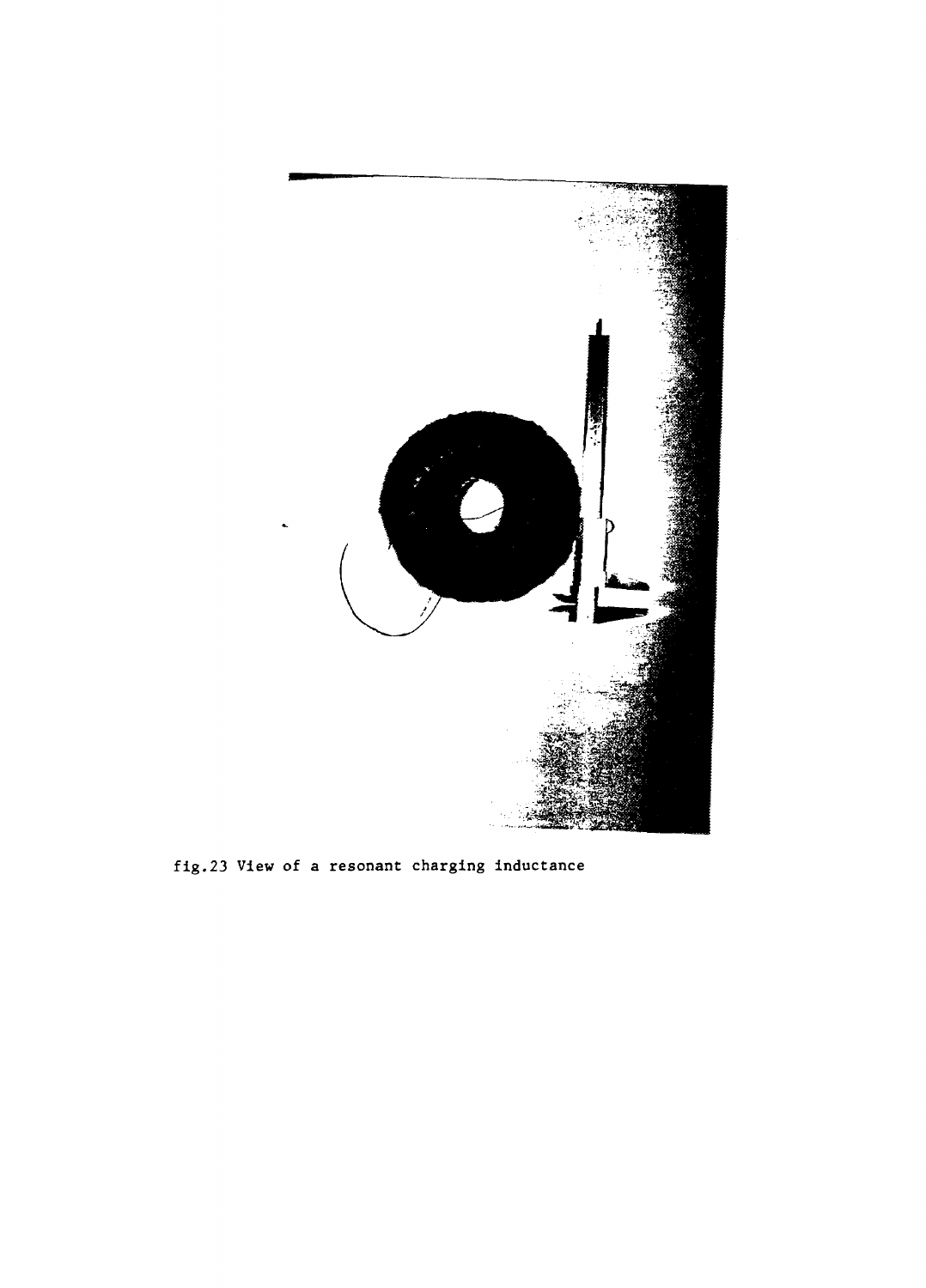fig.23 View of a resonant charging inductance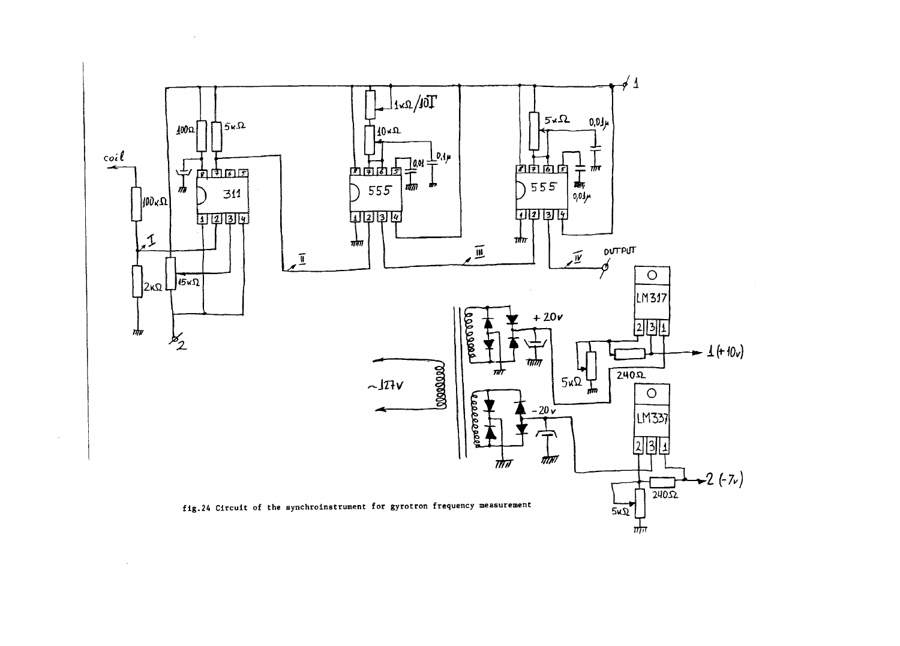fig.24 Circuit of the synchroinstrument for gyrotron frequency measurement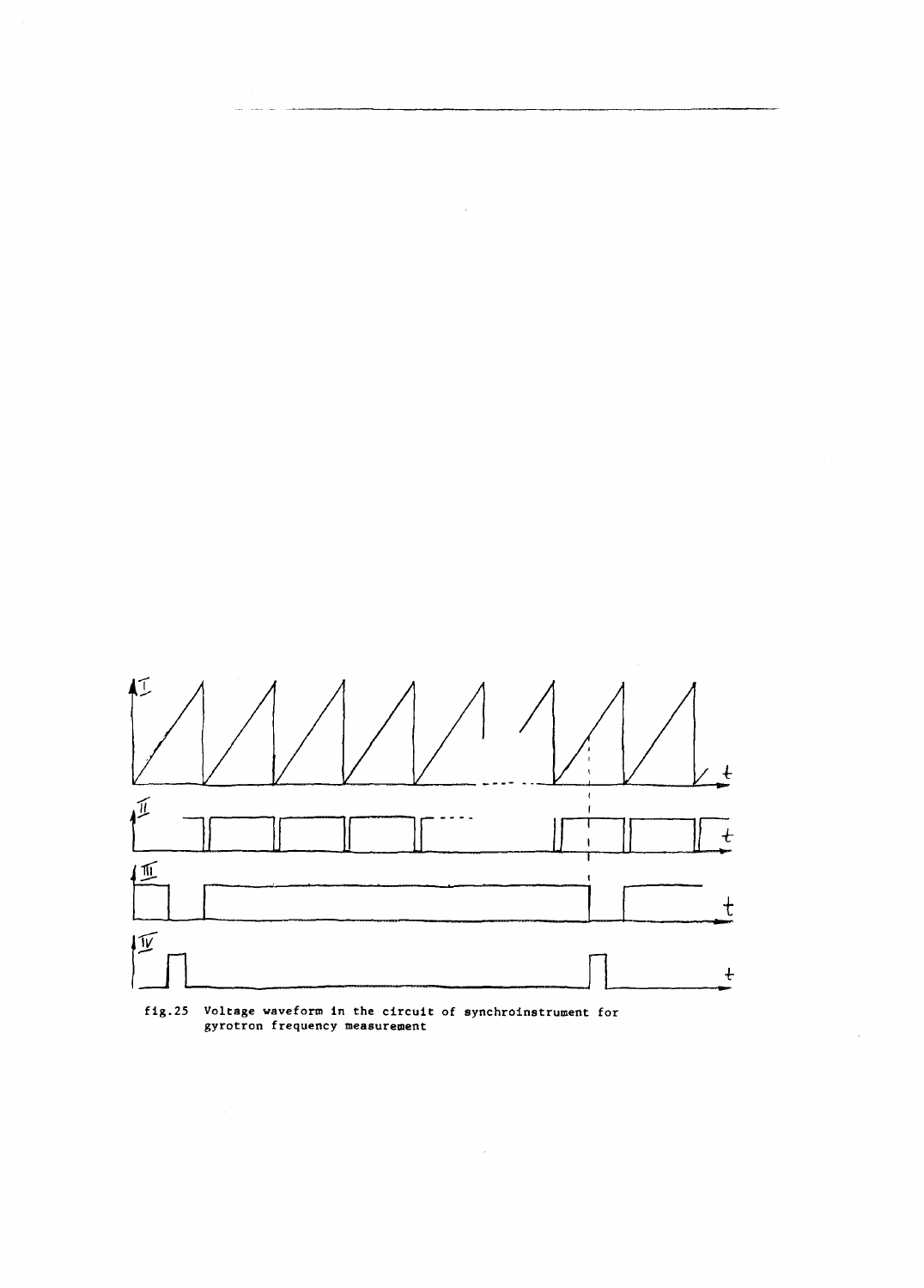I

t

II

t

III

t

IV

t

fig.25 Voltage waveform in the circuit of synchroinstrument for gyrotron frequency measurement